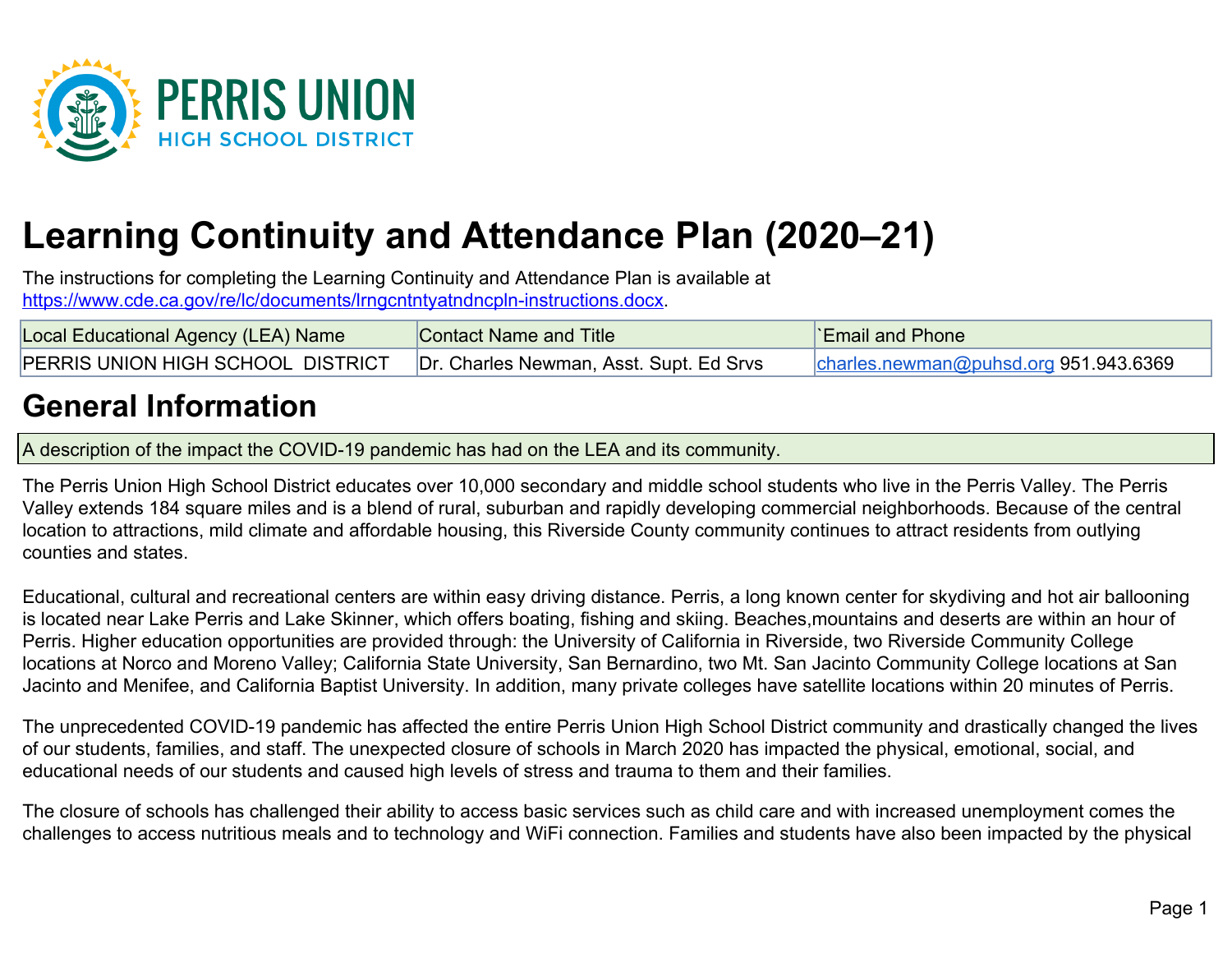PERRIS UNION HIGH SCHOOL DISTRICT

# Learning Continuity and Attendance Plan (2020–21)

The instructions for completing the Learning Continuity and Attendance Plan is available at https://www.cde.ca.gov/re/lc/documents/lrngcntntyatndncpln-instructions.docx.

| Local Educational Agency (LEA) Name | Contact Name and Title | `Email and Phone |
| --- | --- | --- |
| PERRIS UNION HIGH SCHOOL DISTRICT | Dr. Charles Newman, Asst. Supt. Ed Srvs | charles.newman@puhsd.org 951.943.6369 |

## General Information

A description of the impact the COVID-19 pandemic has had on the LEA and its community.

The Perris Union High School District educates over 10,000 secondary and middle school students who live in the Perris Valley. The Perris Valley extends 184 square miles and is a blend of rural, suburban and rapidly developing commercial neighborhoods. Because of the central location to attractions, mild climate and affordable housing, this Riverside County community continues to attract residents from outlying counties and states.

Educational, cultural and recreational centers are within easy driving distance. Perris, a long known center for skydiving and hot air ballooning is located near Lake Perris and Lake Skinner, which offers boating, fishing and skiing. Beaches,mountains and deserts are within an hour of Perris. Higher education opportunities are provided through: the University of California in Riverside, two Riverside Community College locations at Norco and Moreno Valley; California State University, San Bernardino, two Mt. San Jacinto Community College locations at San Jacinto and Menifee, and California Baptist University. In addition, many private colleges have satellite locations within 20 minutes of Perris.

The unprecedented COVID-19 pandemic has affected the entire Perris Union High School District community and drastically changed the lives of our students, families, and staff. The unexpected closure of schools in March 2020 has impacted the physical, emotional, social, and educational needs of our students and caused high levels of stress and trauma to them and their families.

The closure of schools has challenged their ability to access basic services such as child care and with increased unemployment comes the challenges to access nutritious meals and to technology and WiFi connection. Families and students have also been impacted by the physical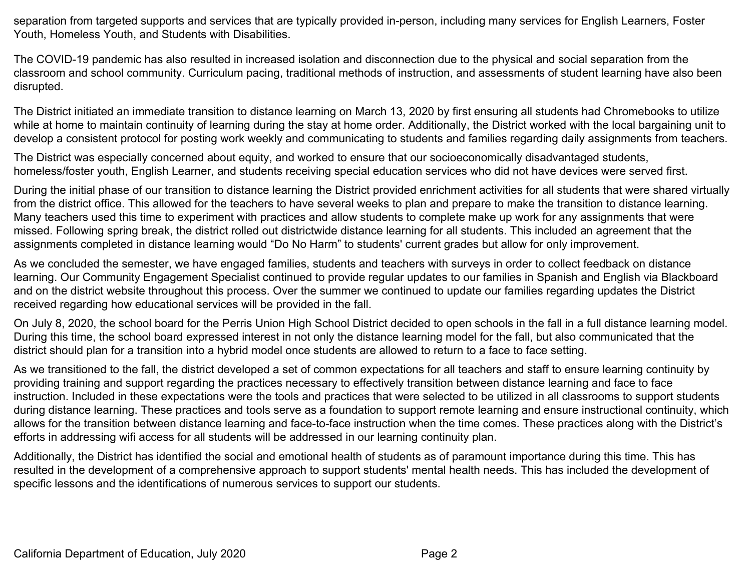separation from targeted supports and services that are typically provided in-person, including many services for English Learners, Foster Youth, Homeless Youth, and Students with Disabilities.

The COVID-19 pandemic has also resulted in increased isolation and disconnection due to the physical and social separation from the classroom and school community. Curriculum pacing, traditional methods of instruction, and assessments of student learning have also been disrupted.

The District initiated an immediate transition to distance learning on March 13, 2020 by first ensuring all students had Chromebooks to utilize while at home to maintain continuity of learning during the stay at home order. Additionally, the District worked with the local bargaining unit to develop a consistent protocol for posting work weekly and communicating to students and families regarding daily assignments from teachers.

The District was especially concerned about equity, and worked to ensure that our socioeconomically disadvantaged students, homeless/foster youth, English Learner, and students receiving special education services who did not have devices were served first.

During the initial phase of our transition to distance learning the District provided enrichment activities for all students that were shared virtually from the district office. This allowed for the teachers to have several weeks to plan and prepare to make the transition to distance learning. Many teachers used this time to experiment with practices and allow students to complete make up work for any assignments that were missed. Following spring break, the district rolled out districtwide distance learning for all students. This included an agreement that the assignments completed in distance learning would "Do No Harm" to students' current grades but allow for only improvement.

As we concluded the semester, we have engaged families, students and teachers with surveys in order to collect feedback on distance learning. Our Community Engagement Specialist continued to provide regular updates to our families in Spanish and English via Blackboard and on the district website throughout this process. Over the summer we continued to update our families regarding updates the District received regarding how educational services will be provided in the fall.

On July 8, 2020, the school board for the Perris Union High School District decided to open schools in the fall in a full distance learning model. During this time, the school board expressed interest in not only the distance learning model for the fall, but also communicated that the district should plan for a transition into a hybrid model once students are allowed to return to a face to face setting.

As we transitioned to the fall, the district developed a set of common expectations for all teachers and staff to ensure learning continuity by providing training and support regarding the practices necessary to effectively transition between distance learning and face to face instruction. Included in these expectations were the tools and practices that were selected to be utilized in all classrooms to support students during distance learning. These practices and tools serve as a foundation to support remote learning and ensure instructional continuity, which allows for the transition between distance learning and face-to-face instruction when the time comes. These practices along with the District's efforts in addressing wifi access for all students will be addressed in our learning continuity plan.

Additionally, the District has identified the social and emotional health of students as of paramount importance during this time. This has resulted in the development of a comprehensive approach to support students' mental health needs. This has included the development of specific lessons and the identifications of numerous services to support our students.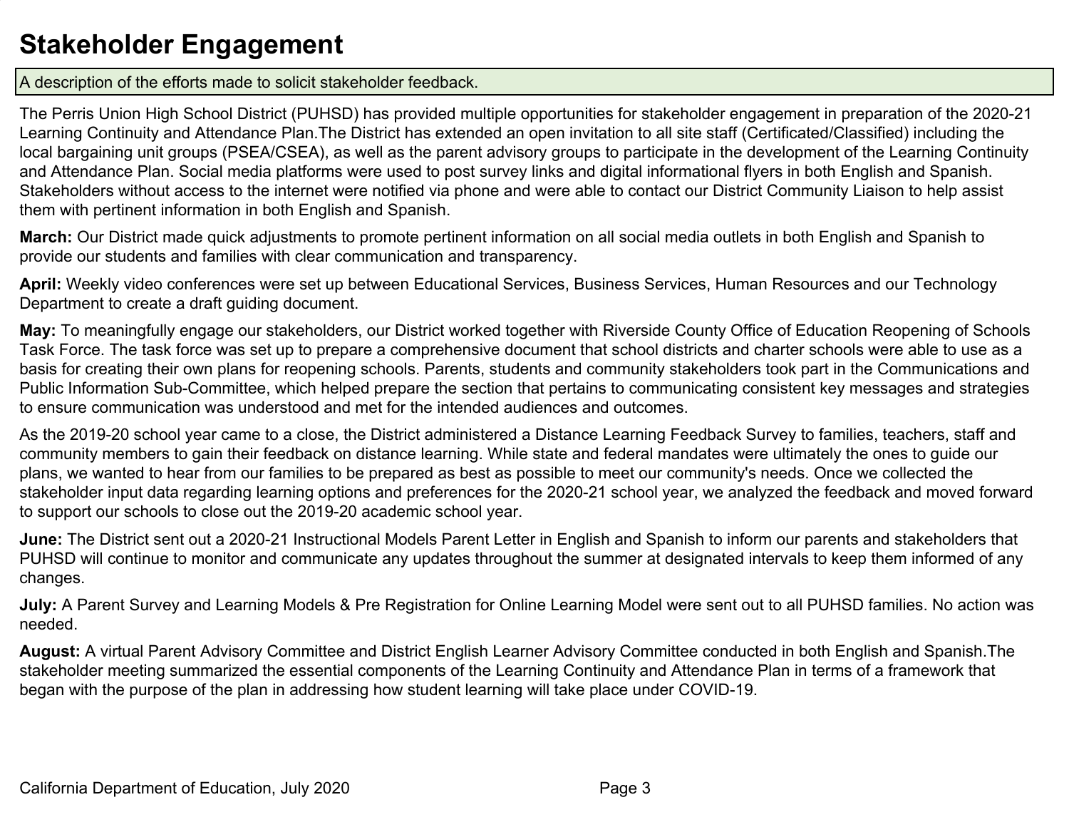# Stakeholder Engagement

A description of the efforts made to solicit stakeholder feedback.

The Perris Union High School District (PUHSD) has provided multiple opportunities for stakeholder engagement in preparation of the 2020-21 Learning Continuity and Attendance Plan.The District has extended an open invitation to all site staff (Certificated/Classified) including the local bargaining unit groups (PSEA/CSEA), as well as the parent advisory groups to participate in the development of the Learning Continuity and Attendance Plan. Social media platforms were used to post survey links and digital informational flyers in both English and Spanish. Stakeholders without access to the internet were notified via phone and were able to contact our District Community Liaison to help assist them with pertinent information in both English and Spanish.

**March:** Our District made quick adjustments to promote pertinent information on all social media outlets in both English and Spanish to provide our students and families with clear communication and transparency.

**April:** Weekly video conferences were set up between Educational Services, Business Services, Human Resources and our Technology Department to create a draft guiding document.

**May:** To meaningfully engage our stakeholders, our District worked together with Riverside County Office of Education Reopening of Schools Task Force. The task force was set up to prepare a comprehensive document that school districts and charter schools were able to use as a basis for creating their own plans for reopening schools. Parents, students and community stakeholders took part in the Communications and Public Information Sub-Committee, which helped prepare the section that pertains to communicating consistent key messages and strategies to ensure communication was understood and met for the intended audiences and outcomes.

As the 2019-20 school year came to a close, the District administered a Distance Learning Feedback Survey to families, teachers, staff and community members to gain their feedback on distance learning. While state and federal mandates were ultimately the ones to guide our plans, we wanted to hear from our families to be prepared as best as possible to meet our community's needs. Once we collected the stakeholder input data regarding learning options and preferences for the 2020-21 school year, we analyzed the feedback and moved forward to support our schools to close out the 2019-20 academic school year.

**June:** The District sent out a 2020-21 Instructional Models Parent Letter in English and Spanish to inform our parents and stakeholders that PUHSD will continue to monitor and communicate any updates throughout the summer at designated intervals to keep them informed of any changes.

**July:** A Parent Survey and Learning Models & Pre Registration for Online Learning Model were sent out to all PUHSD families. No action was needed.

**August:** A virtual Parent Advisory Committee and District English Learner Advisory Committee conducted in both English and Spanish.The stakeholder meeting summarized the essential components of the Learning Continuity and Attendance Plan in terms of a framework that began with the purpose of the plan in addressing how student learning will take place under COVID-19.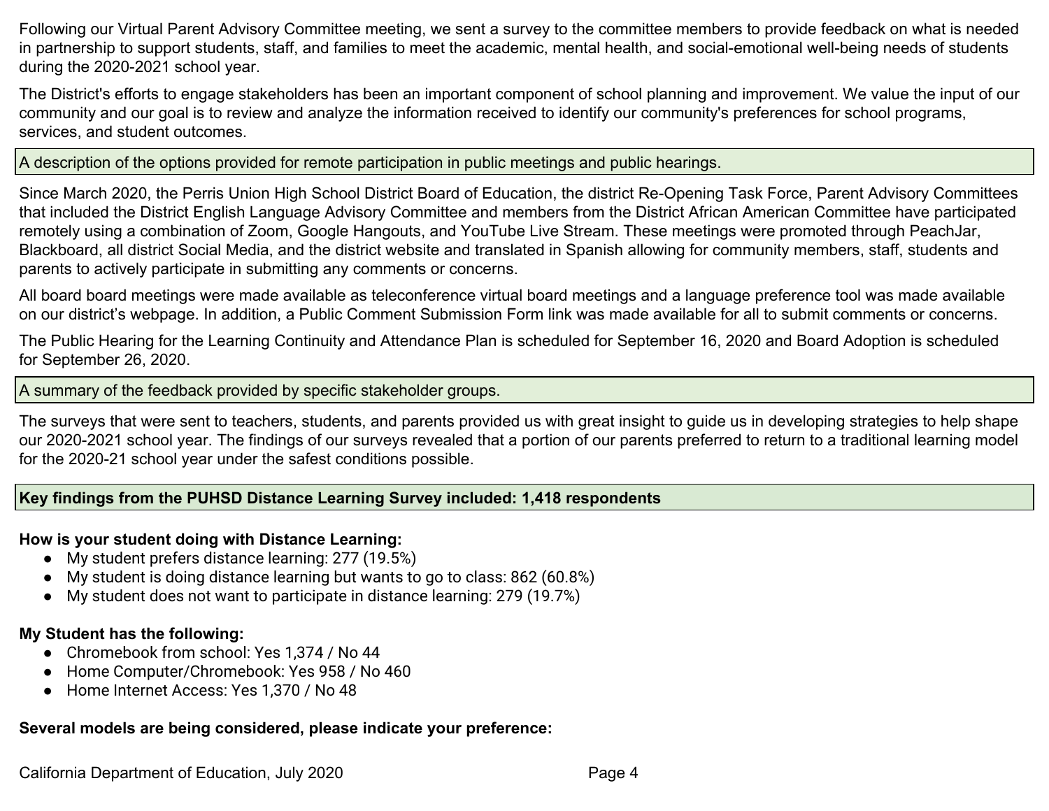Following our Virtual Parent Advisory Committee meeting, we sent a survey to the committee members to provide feedback on what is needed in partnership to support students, staff, and families to meet the academic, mental health, and social-emotional well-being needs of students during the 2020-2021 school year.

The District's efforts to engage stakeholders has been an important component of school planning and improvement. We value the input of our community and our goal is to review and analyze the information received to identify our community's preferences for school programs, services, and student outcomes.

| A description of the options provided for remote participation in public meetings and public hearings. |
| --- |

Since March 2020, the Perris Union High School District Board of Education, the district Re-Opening Task Force, Parent Advisory Committees that included the District English Language Advisory Committee and members from the District African American Committee have participated remotely using a combination of Zoom, Google Hangouts, and YouTube Live Stream. These meetings were promoted through PeachJar, Blackboard, all district Social Media, and the district website and translated in Spanish allowing for community members, staff, students and parents to actively participate in submitting any comments or concerns.

All board board meetings were made available as teleconference virtual board meetings and a language preference tool was made available on our district's webpage. In addition, a Public Comment Submission Form link was made available for all to submit comments or concerns.

The Public Hearing for the Learning Continuity and Attendance Plan is scheduled for September 16, 2020 and Board Adoption is scheduled for September 26, 2020.

| A summary of the feedback provided by specific stakeholder groups. |
| --- |

The surveys that were sent to teachers, students, and parents provided us with great insight to guide us in developing strategies to help shape our 2020-2021 school year. The findings of our surveys revealed that a portion of our parents preferred to return to a traditional learning model for the 2020-21 school year under the safest conditions possible.

| **Key findings from the PUHSD Distance Learning Survey included: 1,418 respondents** |
| --- |

**How is your student doing with Distance Learning:**

- My student prefers distance learning: 277 (19.5%)
- My student is doing distance learning but wants to go to class: 862 (60.8%)
- My student does not want to participate in distance learning: 279 (19.7%)

**My Student has the following:**

- Chromebook from school: Yes 1,374 / No 44
- Home Computer/Chromebook: Yes 958 / No 460
- Home Internet Access: Yes 1,370 / No 48

**Several models are being considered, please indicate your preference:**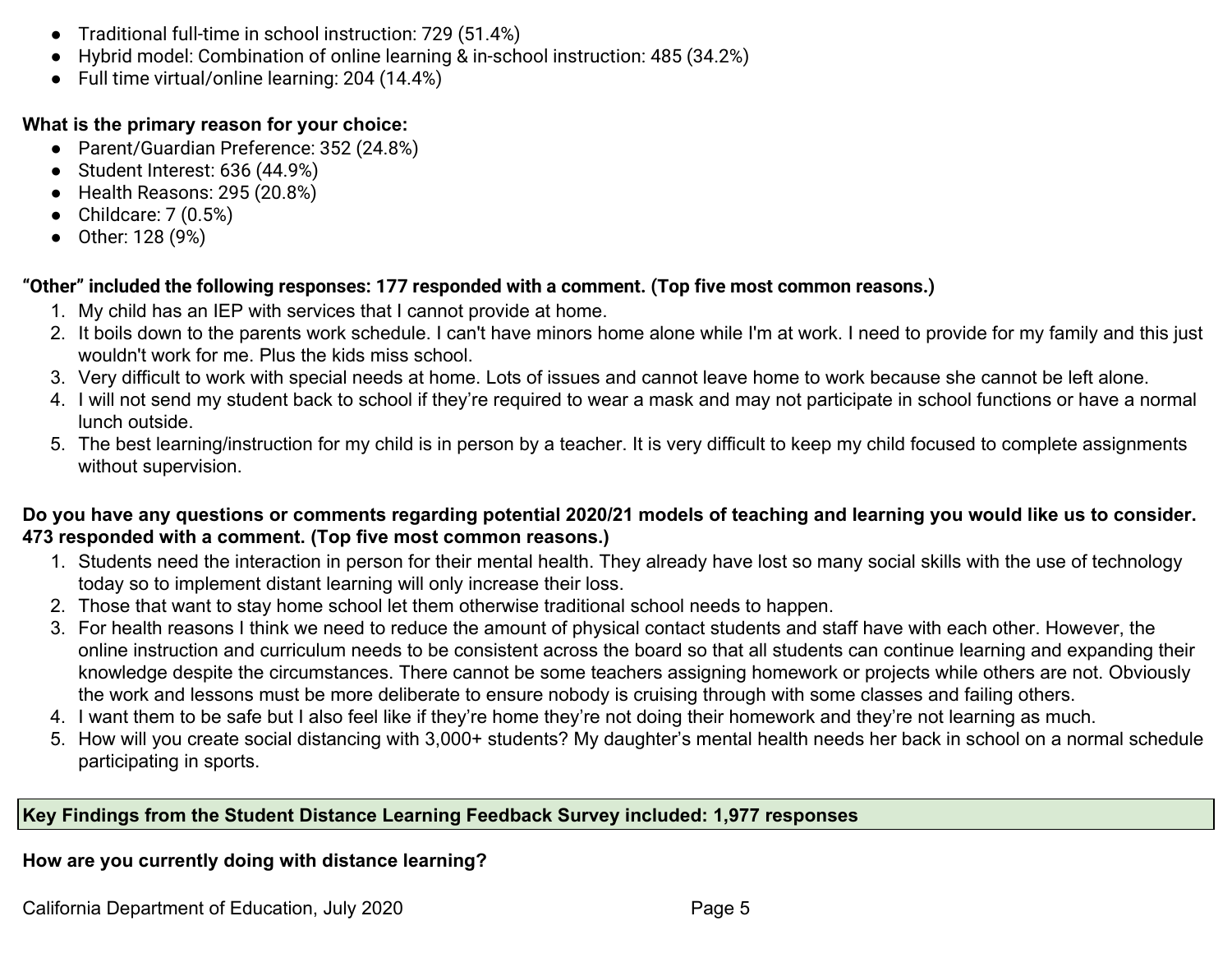- Traditional full-time in school instruction: 729 (51.4%)
- Hybrid model: Combination of online learning & in-school instruction: 485 (34.2%)
- Full time virtual/online learning: 204 (14.4%)

**What is the primary reason for your choice:**

- Parent/Guardian Preference: 352 (24.8%)
- Student Interest: 636 (44.9%)
- Health Reasons: 295 (20.8%)
- Childcare: 7 (0.5%)
- Other: 128 (9%)

**"Other" included the following responses: 177 responded with a comment. (Top five most common reasons.)**

1. My child has an IEP with services that I cannot provide at home.
2. It boils down to the parents work schedule. I can't have minors home alone while I'm at work. I need to provide for my family and this just wouldn't work for me. Plus the kids miss school.
3. Very difficult to work with special needs at home. Lots of issues and cannot leave home to work because she cannot be left alone.
4. I will not send my student back to school if they're required to wear a mask and may not participate in school functions or have a normal lunch outside.
5. The best learning/instruction for my child is in person by a teacher. It is very difficult to keep my child focused to complete assignments without supervision.

**Do you have any questions or comments regarding potential 2020/21 models of teaching and learning you would like us to consider. 473 responded with a comment. (Top five most common reasons.)**

1. Students need the interaction in person for their mental health. They already have lost so many social skills with the use of technology today so to implement distant learning will only increase their loss.
2. Those that want to stay home school let them otherwise traditional school needs to happen.
3. For health reasons I think we need to reduce the amount of physical contact students and staff have with each other. However, the online instruction and curriculum needs to be consistent across the board so that all students can continue learning and expanding their knowledge despite the circumstances. There cannot be some teachers assigning homework or projects while others are not. Obviously the work and lessons must be more deliberate to ensure nobody is cruising through with some classes and failing others.
4. I want them to be safe but I also feel like if they're home they're not doing their homework and they're not learning as much.
5. How will you create social distancing with 3,000+ students? My daughter's mental health needs her back in school on a normal schedule participating in sports.

**Key Findings from the Student Distance Learning Feedback Survey included: 1,977 responses**

**How are you currently doing with distance learning?**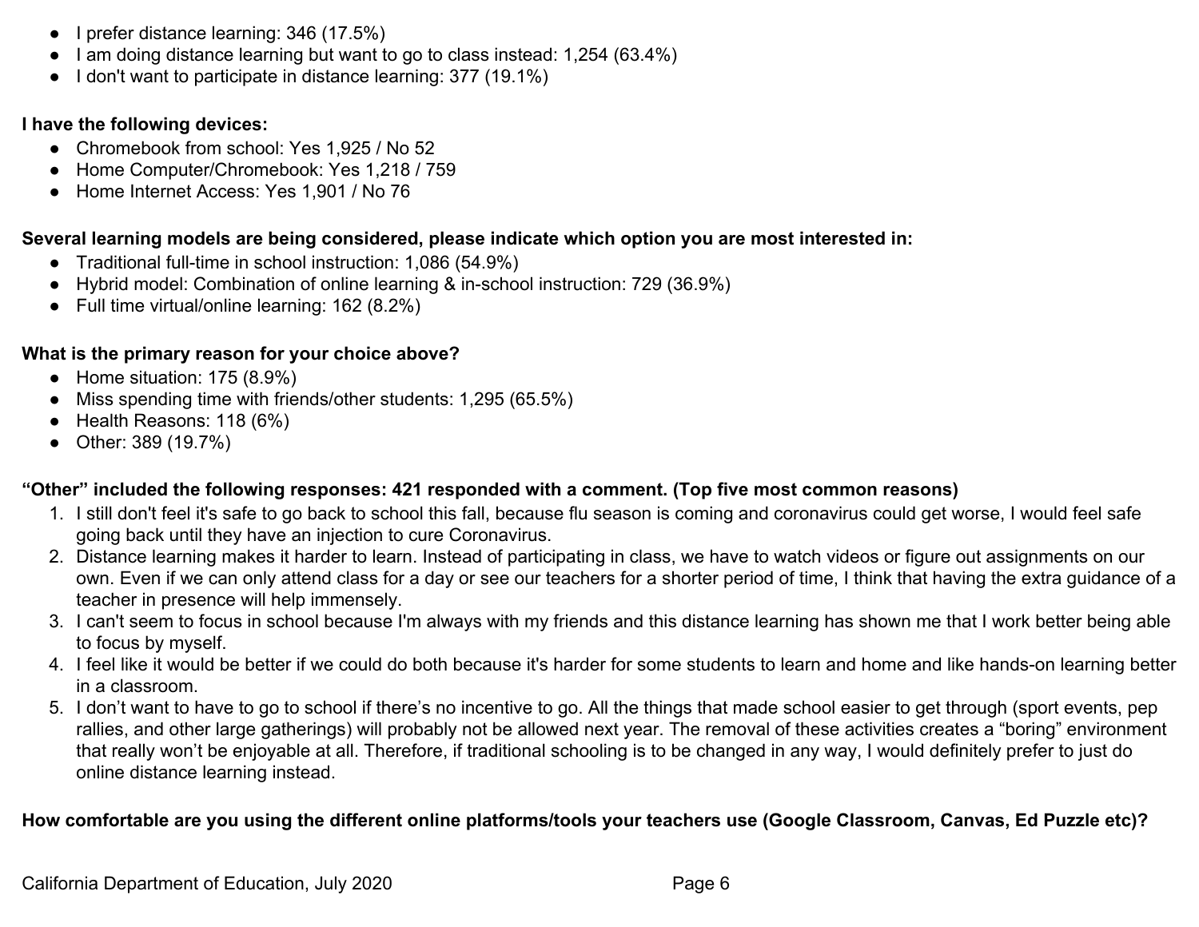- I prefer distance learning: 346 (17.5%)
- I am doing distance learning but want to go to class instead: 1,254 (63.4%)
- I don't want to participate in distance learning: 377 (19.1%)

**I have the following devices:**

- Chromebook from school: Yes 1,925 / No 52
- Home Computer/Chromebook: Yes 1,218 / 759
- Home Internet Access: Yes 1,901 / No 76

**Several learning models are being considered, please indicate which option you are most interested in:**

- Traditional full-time in school instruction: 1,086 (54.9%)
- Hybrid model: Combination of online learning & in-school instruction: 729 (36.9%)
- Full time virtual/online learning: 162 (8.2%)

**What is the primary reason for your choice above?**

- Home situation: 175 (8.9%)
- Miss spending time with friends/other students: 1,295 (65.5%)
- Health Reasons: 118 (6%)
- Other: 389 (19.7%)

**"Other" included the following responses: 421 responded with a comment. (Top five most common reasons)**

1. I still don't feel it's safe to go back to school this fall, because flu season is coming and coronavirus could get worse, I would feel safe going back until they have an injection to cure Coronavirus.
2. Distance learning makes it harder to learn. Instead of participating in class, we have to watch videos or figure out assignments on our own. Even if we can only attend class for a day or see our teachers for a shorter period of time, I think that having the extra guidance of a teacher in presence will help immensely.
3. I can't seem to focus in school because I'm always with my friends and this distance learning has shown me that I work better being able to focus by myself.
4. I feel like it would be better if we could do both because it's harder for some students to learn and home and like hands-on learning better in a classroom.
5. I don't want to have to go to school if there's no incentive to go. All the things that made school easier to get through (sport events, pep rallies, and other large gatherings) will probably not be allowed next year. The removal of these activities creates a "boring" environment that really won't be enjoyable at all. Therefore, if traditional schooling is to be changed in any way, I would definitely prefer to just do online distance learning instead.

**How comfortable are you using the different online platforms/tools your teachers use (Google Classroom, Canvas, Ed Puzzle etc)?**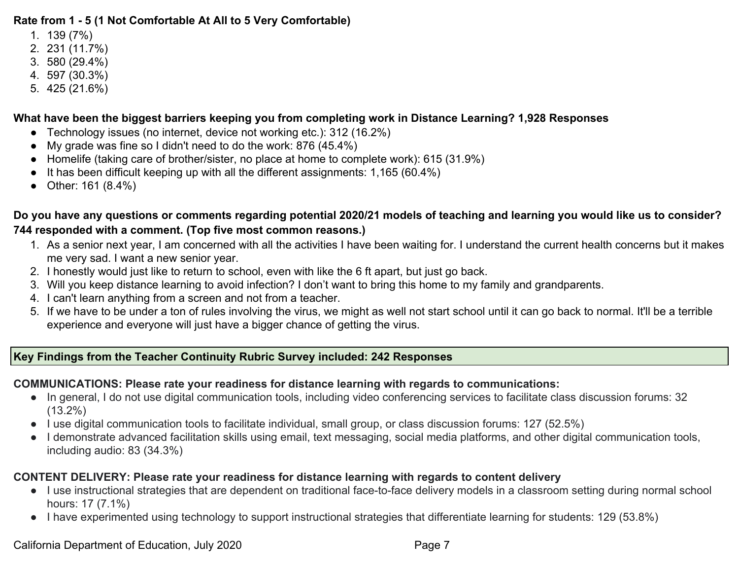**Rate from 1 - 5 (1 Not Comfortable At All to 5 Very Comfortable)**

1. 139 (7%)
2. 231 (11.7%)
3. 580 (29.4%)
4. 597 (30.3%)
5. 425 (21.6%)

**What have been the biggest barriers keeping you from completing work in Distance Learning? 1,928 Responses**

- Technology issues (no internet, device not working etc.): 312 (16.2%)
- My grade was fine so I didn't need to do the work: 876 (45.4%)
- Homelife (taking care of brother/sister, no place at home to complete work): 615 (31.9%)
- It has been difficult keeping up with all the different assignments: 1,165 (60.4%)
- Other: 161 (8.4%)

**Do you have any questions or comments regarding potential 2020/21 models of teaching and learning you would like us to consider? 744 responded with a comment. (Top five most common reasons.)**

1. As a senior next year, I am concerned with all the activities I have been waiting for. I understand the current health concerns but it makes me very sad. I want a new senior year.
2. I honestly would just like to return to school, even with like the 6 ft apart, but just go back.
3. Will you keep distance learning to avoid infection? I don't want to bring this home to my family and grandparents.
4. I can't learn anything from a screen and not from a teacher.
5. If we have to be under a ton of rules involving the virus, we might as well not start school until it can go back to normal. It'll be a terrible experience and everyone will just have a bigger chance of getting the virus.

**Key Findings from the Teacher Continuity Rubric Survey included: 242 Responses**

**COMMUNICATIONS: Please rate your readiness for distance learning with regards to communications:**

- In general, I do not use digital communication tools, including video conferencing services to facilitate class discussion forums: 32 (13.2%)
- I use digital communication tools to facilitate individual, small group, or class discussion forums: 127 (52.5%)
- I demonstrate advanced facilitation skills using email, text messaging, social media platforms, and other digital communication tools, including audio: 83 (34.3%)

**CONTENT DELIVERY: Please rate your readiness for distance learning with regards to content delivery**

- I use instructional strategies that are dependent on traditional face-to-face delivery models in a classroom setting during normal school hours: 17 (7.1%)
- I have experimented using technology to support instructional strategies that differentiate learning for students: 129 (53.8%)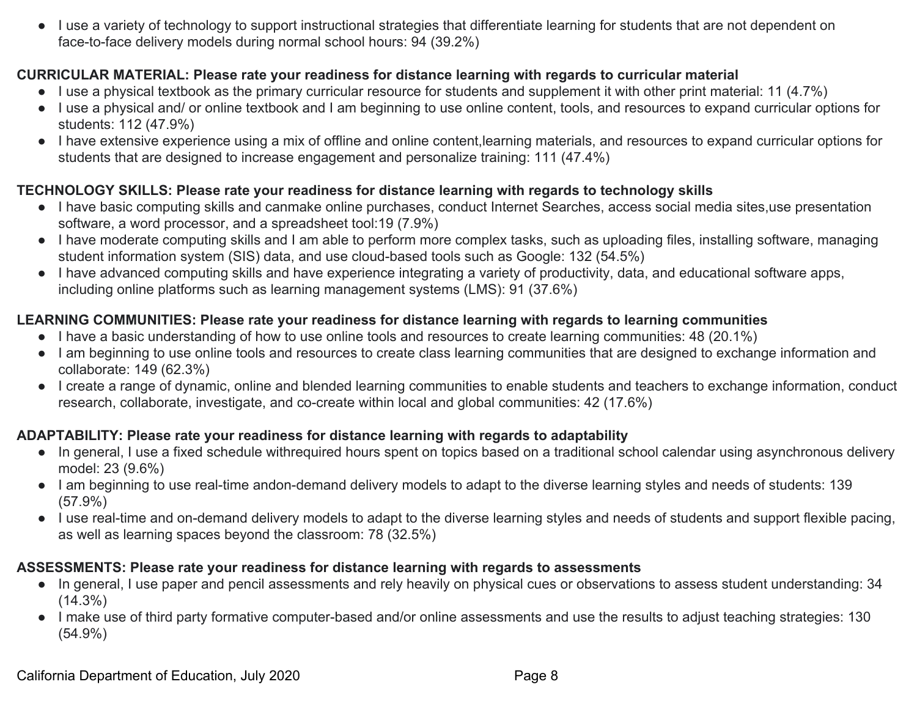- I use a variety of technology to support instructional strategies that differentiate learning for students that are not dependent on face-to-face delivery models during normal school hours: 94 (39.2%)

**CURRICULAR MATERIAL: Please rate your readiness for distance learning with regards to curricular material**

- I use a physical textbook as the primary curricular resource for students and supplement it with other print material: 11 (4.7%)
- I use a physical and/ or online textbook and I am beginning to use online content, tools, and resources to expand curricular options for students: 112 (47.9%)
- I have extensive experience using a mix of offline and online content,learning materials, and resources to expand curricular options for students that are designed to increase engagement and personalize training: 111 (47.4%)

**TECHNOLOGY SKILLS: Please rate your readiness for distance learning with regards to technology skills**

- I have basic computing skills and canmake online purchases, conduct Internet Searches, access social media sites,use presentation software, a word processor, and a spreadsheet tool:19 (7.9%)
- I have moderate computing skills and I am able to perform more complex tasks, such as uploading files, installing software, managing student information system (SIS) data, and use cloud-based tools such as Google: 132 (54.5%)
- I have advanced computing skills and have experience integrating a variety of productivity, data, and educational software apps, including online platforms such as learning management systems (LMS): 91 (37.6%)

**LEARNING COMMUNITIES: Please rate your readiness for distance learning with regards to learning communities**

- I have a basic understanding of how to use online tools and resources to create learning communities: 48 (20.1%)
- I am beginning to use online tools and resources to create class learning communities that are designed to exchange information and collaborate: 149 (62.3%)
- I create a range of dynamic, online and blended learning communities to enable students and teachers to exchange information, conduct research, collaborate, investigate, and co-create within local and global communities: 42 (17.6%)

**ADAPTABILITY: Please rate your readiness for distance learning with regards to adaptability**

- In general, I use a fixed schedule withrequired hours spent on topics based on a traditional school calendar using asynchronous delivery model: 23 (9.6%)
- I am beginning to use real-time andon-demand delivery models to adapt to the diverse learning styles and needs of students: 139 (57.9%)
- I use real-time and on-demand delivery models to adapt to the diverse learning styles and needs of students and support flexible pacing, as well as learning spaces beyond the classroom: 78 (32.5%)

**ASSESSMENTS: Please rate your readiness for distance learning with regards to assessments**

- In general, I use paper and pencil assessments and rely heavily on physical cues or observations to assess student understanding: 34 (14.3%)
- I make use of third party formative computer-based and/or online assessments and use the results to adjust teaching strategies: 130 (54.9%)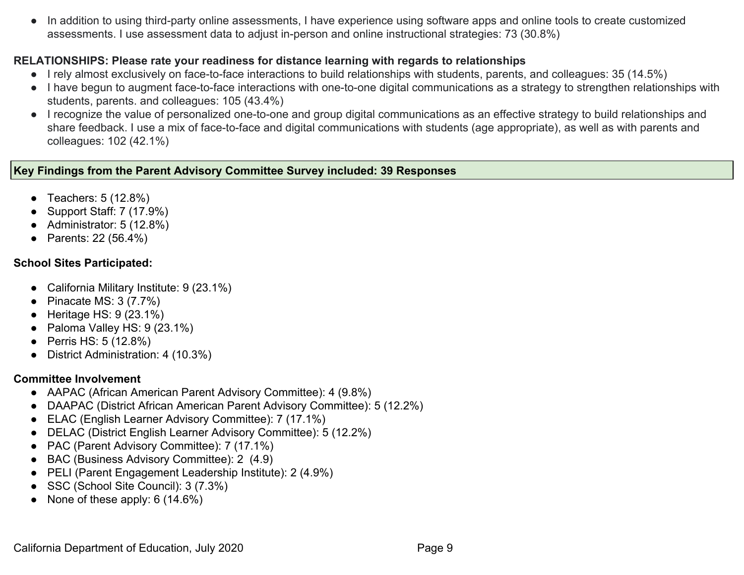- In addition to using third-party online assessments, I have experience using software apps and online tools to create customized assessments. I use assessment data to adjust in-person and online instructional strategies: 73 (30.8%)

**RELATIONSHIPS: Please rate your readiness for distance learning with regards to relationships**

- I rely almost exclusively on face-to-face interactions to build relationships with students, parents, and colleagues: 35 (14.5%)
- I have begun to augment face-to-face interactions with one-to-one digital communications as a strategy to strengthen relationships with students, parents. and colleagues: 105 (43.4%)
- I recognize the value of personalized one-to-one and group digital communications as an effective strategy to build relationships and share feedback. I use a mix of face-to-face and digital communications with students (age appropriate), as well as with parents and colleagues: 102 (42.1%)

| **Key Findings from the Parent Advisory Committee Survey included: 39 Responses** |
|---|

- Teachers: 5 (12.8%)
- Support Staff: 7 (17.9%)
- Administrator: 5 (12.8%)
- Parents: 22 (56.4%)

**School Sites Participated:**

- California Military Institute: 9 (23.1%)
- Pinacate MS: 3 (7.7%)
- Heritage HS: 9 (23.1%)
- Paloma Valley HS: 9 (23.1%)
- Perris HS: 5 (12.8%)
- District Administration: 4 (10.3%)

**Committee Involvement**

- AAPAC (African American Parent Advisory Committee): 4 (9.8%)
- DAAPAC (District African American Parent Advisory Committee): 5 (12.2%)
- ELAC (English Learner Advisory Committee): 7 (17.1%)
- DELAC (District English Learner Advisory Committee): 5 (12.2%)
- PAC (Parent Advisory Committee): 7 (17.1%)
- BAC (Business Advisory Committee): 2 (4.9)
- PELI (Parent Engagement Leadership Institute): 2 (4.9%)
- SSC (School Site Council): 3 (7.3%)
- None of these apply: 6 (14.6%)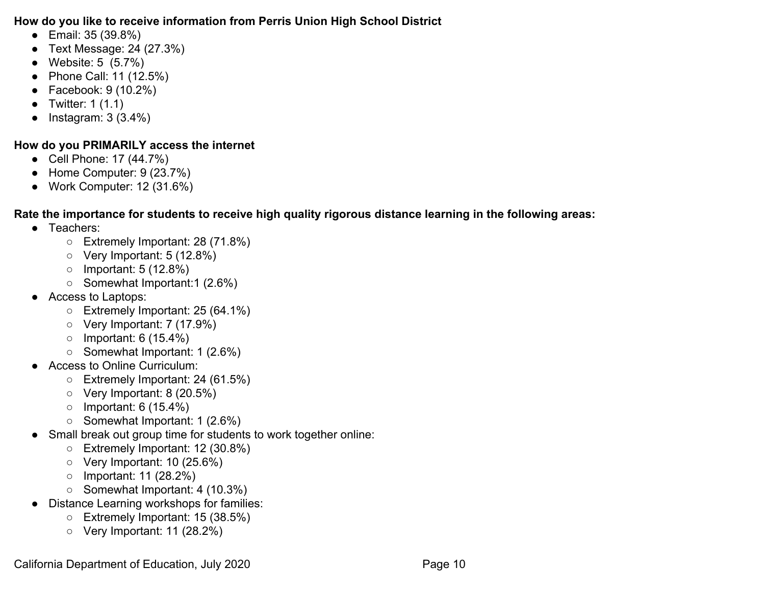**How do you like to receive information from Perris Union High School District**

- Email: 35 (39.8%)
- Text Message: 24 (27.3%)
- Website: 5  (5.7%)
- Phone Call: 11 (12.5%)
- Facebook: 9 (10.2%)
- Twitter: 1 (1.1)
- Instagram: 3 (3.4%)

**How do you PRIMARILY access the internet**

- Cell Phone: 17 (44.7%)
- Home Computer: 9 (23.7%)
- Work Computer: 12 (31.6%)

**Rate the importance for students to receive high quality rigorous distance learning in the following areas:**

- Teachers:
  - Extremely Important: 28 (71.8%)
  - Very Important: 5 (12.8%)
  - Important: 5 (12.8%)
  - Somewhat Important:1 (2.6%)
- Access to Laptops:
  - Extremely Important: 25 (64.1%)
  - Very Important: 7 (17.9%)
  - Important: 6 (15.4%)
  - Somewhat Important: 1 (2.6%)
- Access to Online Curriculum:
  - Extremely Important: 24 (61.5%)
  - Very Important: 8 (20.5%)
  - Important: 6 (15.4%)
  - Somewhat Important: 1 (2.6%)
- Small break out group time for students to work together online:
  - Extremely Important: 12 (30.8%)
  - Very Important: 10 (25.6%)
  - Important: 11 (28.2%)
  - Somewhat Important: 4 (10.3%)
- Distance Learning workshops for families:
  - Extremely Important: 15 (38.5%)
  - Very Important: 11 (28.2%)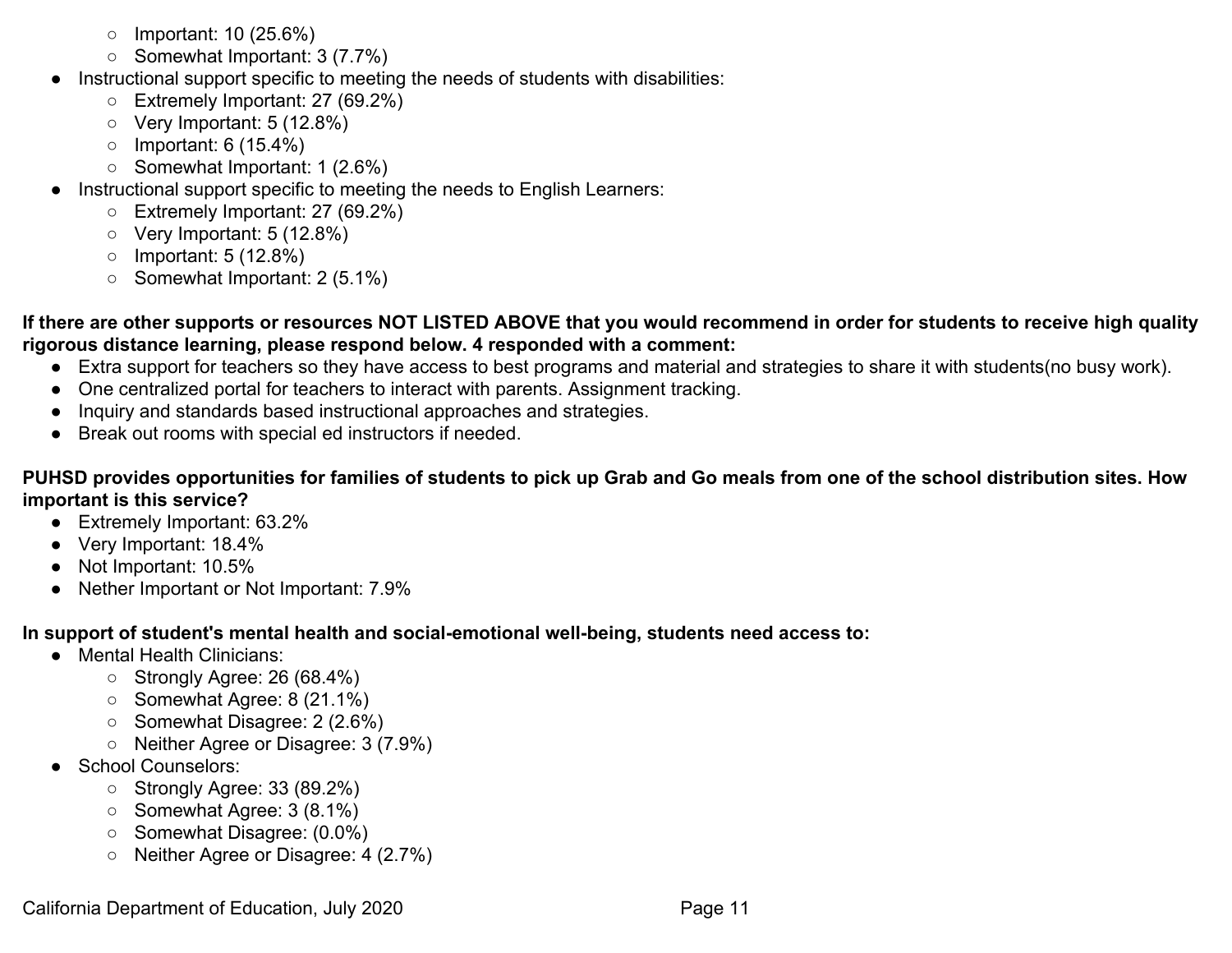- Important: 10 (25.6%)
    - Somewhat Important: 3 (7.7%)
- Instructional support specific to meeting the needs of students with disabilities:
    - Extremely Important: 27 (69.2%)
    - Very Important: 5 (12.8%)
    - Important: 6 (15.4%)
    - Somewhat Important: 1 (2.6%)
- Instructional support specific to meeting the needs to English Learners:
    - Extremely Important: 27 (69.2%)
    - Very Important: 5 (12.8%)
    - Important: 5 (12.8%)
    - Somewhat Important: 2 (5.1%)

**If there are other supports or resources NOT LISTED ABOVE that you would recommend in order for students to receive high quality rigorous distance learning, please respond below. 4 responded with a comment:**

- Extra support for teachers so they have access to best programs and material and strategies to share it with students(no busy work).
- One centralized portal for teachers to interact with parents. Assignment tracking.
- Inquiry and standards based instructional approaches and strategies.
- Break out rooms with special ed instructors if needed.

**PUHSD provides opportunities for families of students to pick up Grab and Go meals from one of the school distribution sites. How important is this service?**

- Extremely Important: 63.2%
- Very Important: 18.4%
- Not Important: 10.5%
- Nether Important or Not Important: 7.9%

**In support of student's mental health and social-emotional well-being, students need access to:**

- Mental Health Clinicians:
    - Strongly Agree: 26 (68.4%)
    - Somewhat Agree: 8 (21.1%)
    - Somewhat Disagree: 2 (2.6%)
    - Neither Agree or Disagree: 3 (7.9%)
- School Counselors:
    - Strongly Agree: 33 (89.2%)
    - Somewhat Agree: 3 (8.1%)
    - Somewhat Disagree: (0.0%)
    - Neither Agree or Disagree: 4 (2.7%)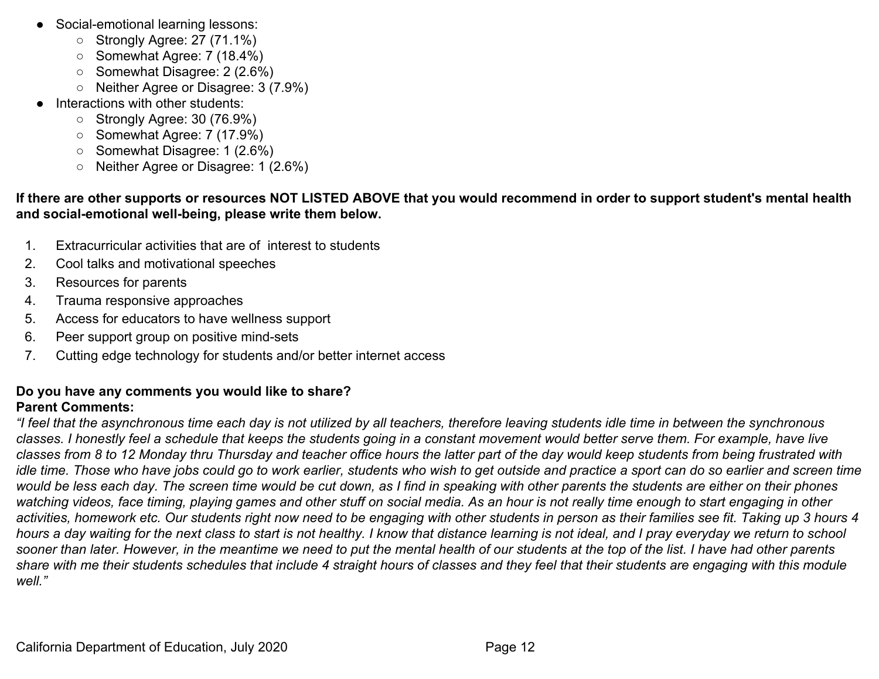- Social-emotional learning lessons:
  - Strongly Agree: 27 (71.1%)
  - Somewhat Agree: 7 (18.4%)
  - Somewhat Disagree: 2 (2.6%)
  - Neither Agree or Disagree: 3 (7.9%)
- Interactions with other students:
  - Strongly Agree: 30 (76.9%)
  - Somewhat Agree: 7 (17.9%)
  - Somewhat Disagree: 1 (2.6%)
  - Neither Agree or Disagree: 1 (2.6%)

**If there are other supports or resources NOT LISTED ABOVE that you would recommend in order to support student's mental health and social-emotional well-being, please write them below.**

1. Extracurricular activities that are of interest to students
2. Cool talks and motivational speeches
3. Resources for parents
4. Trauma responsive approaches
5. Access for educators to have wellness support
6. Peer support group on positive mind-sets
7. Cutting edge technology for students and/or better internet access

**Do you have any comments you would like to share?**

**Parent Comments:**

*"I feel that the asynchronous time each day is not utilized by all teachers, therefore leaving students idle time in between the synchronous classes. I honestly feel a schedule that keeps the students going in a constant movement would better serve them. For example, have live classes from 8 to 12 Monday thru Thursday and teacher office hours the latter part of the day would keep students from being frustrated with idle time. Those who have jobs could go to work earlier, students who wish to get outside and practice a sport can do so earlier and screen time would be less each day. The screen time would be cut down, as I find in speaking with other parents the students are either on their phones watching videos, face timing, playing games and other stuff on social media. As an hour is not really time enough to start engaging in other activities, homework etc. Our students right now need to be engaging with other students in person as their families see fit. Taking up 3 hours 4 hours a day waiting for the next class to start is not healthy. I know that distance learning is not ideal, and I pray everyday we return to school sooner than later. However, in the meantime we need to put the mental health of our students at the top of the list. I have had other parents share with me their students schedules that include 4 straight hours of classes and they feel that their students are engaging with this module well."*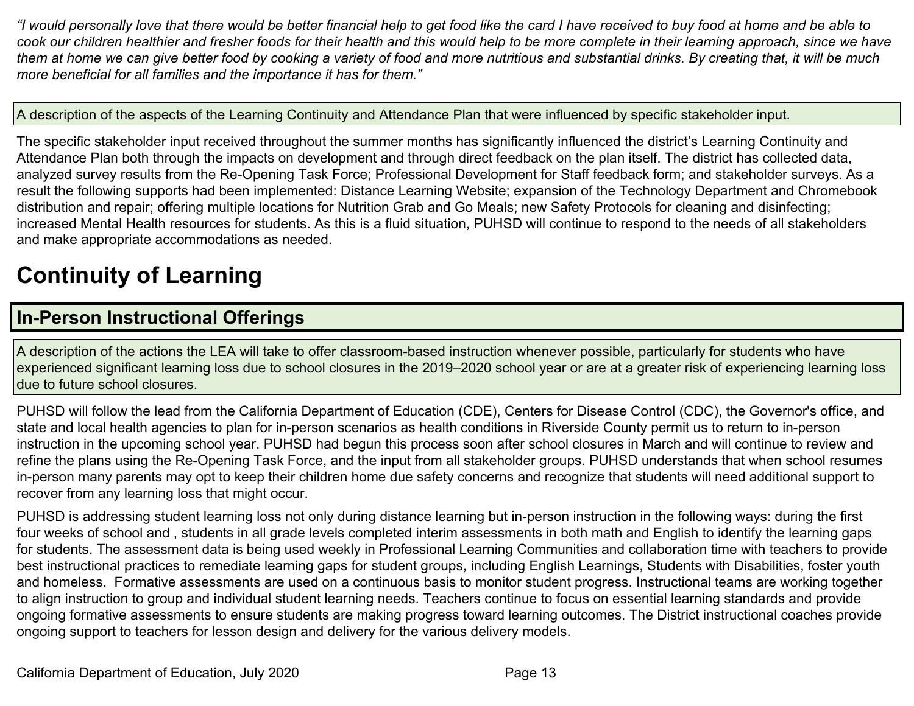*"I would personally love that there would be better financial help to get food like the card I have received to buy food at home and be able to cook our children healthier and fresher foods for their health and this would help to be more complete in their learning approach, since we have them at home we can give better food by cooking a variety of food and more nutritious and substantial drinks. By creating that, it will be much more beneficial for all families and the importance it has for them."*

A description of the aspects of the Learning Continuity and Attendance Plan that were influenced by specific stakeholder input.

The specific stakeholder input received throughout the summer months has significantly influenced the district's Learning Continuity and Attendance Plan both through the impacts on development and through direct feedback on the plan itself. The district has collected data, analyzed survey results from the Re-Opening Task Force; Professional Development for Staff feedback form; and stakeholder surveys. As a result the following supports had been implemented: Distance Learning Website; expansion of the Technology Department and Chromebook distribution and repair; offering multiple locations for Nutrition Grab and Go Meals; new Safety Protocols for cleaning and disinfecting; increased Mental Health resources for students. As this is a fluid situation, PUHSD will continue to respond to the needs of all stakeholders and make appropriate accommodations as needed.

# Continuity of Learning

## In-Person Instructional Offerings

A description of the actions the LEA will take to offer classroom-based instruction whenever possible, particularly for students who have experienced significant learning loss due to school closures in the 2019–2020 school year or are at a greater risk of experiencing learning loss due to future school closures.

PUHSD will follow the lead from the California Department of Education (CDE), Centers for Disease Control (CDC), the Governor's office, and state and local health agencies to plan for in-person scenarios as health conditions in Riverside County permit us to return to in-person instruction in the upcoming school year. PUHSD had begun this process soon after school closures in March and will continue to review and refine the plans using the Re-Opening Task Force, and the input from all stakeholder groups. PUHSD understands that when school resumes in-person many parents may opt to keep their children home due safety concerns and recognize that students will need additional support to recover from any learning loss that might occur.

PUHSD is addressing student learning loss not only during distance learning but in-person instruction in the following ways: during the first four weeks of school and , students in all grade levels completed interim assessments in both math and English to identify the learning gaps for students. The assessment data is being used weekly in Professional Learning Communities and collaboration time with teachers to provide best instructional practices to remediate learning gaps for student groups, including English Learnings, Students with Disabilities, foster youth and homeless. Formative assessments are used on a continuous basis to monitor student progress. Instructional teams are working together to align instruction to group and individual student learning needs. Teachers continue to focus on essential learning standards and provide ongoing formative assessments to ensure students are making progress toward learning outcomes. The District instructional coaches provide ongoing support to teachers for lesson design and delivery for the various delivery models.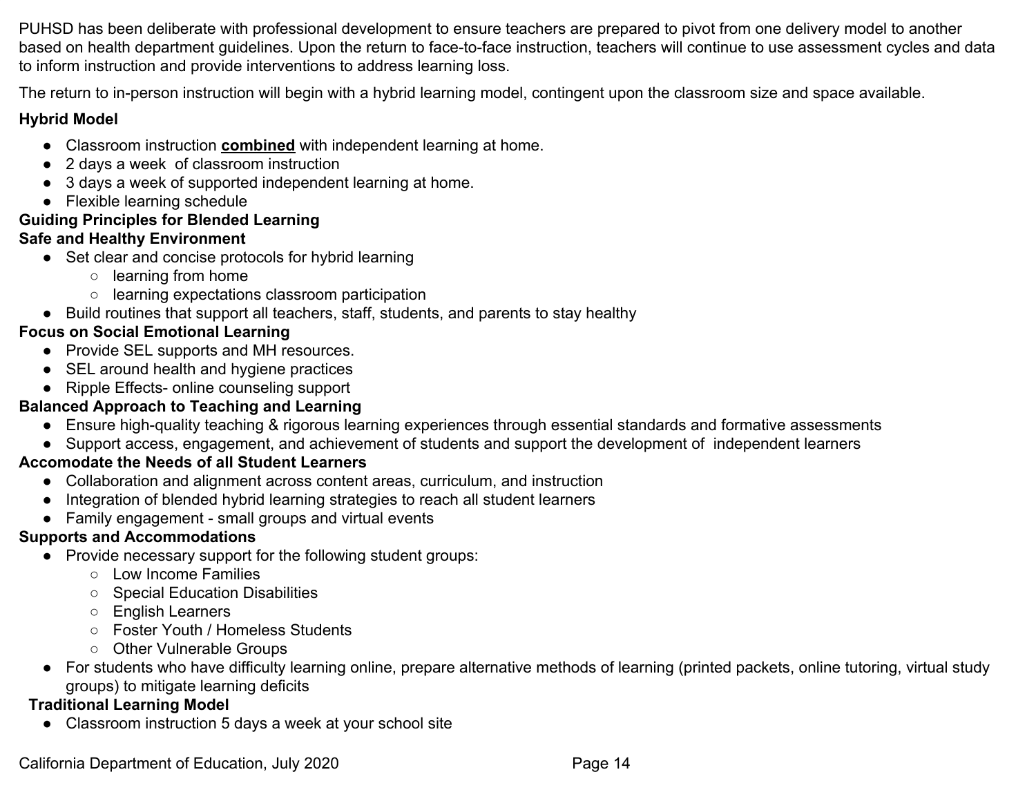PUHSD has been deliberate with professional development to ensure teachers are prepared to pivot from one delivery model to another based on health department guidelines. Upon the return to face-to-face instruction, teachers will continue to use assessment cycles and data to inform instruction and provide interventions to address learning loss.

The return to in-person instruction will begin with a hybrid learning model, contingent upon the classroom size and space available.

**Hybrid Model**

- Classroom instruction **combined** with independent learning at home.
- 2 days a week of classroom instruction
- 3 days a week of supported independent learning at home.
- Flexible learning schedule

**Guiding Principles for Blended Learning**

**Safe and Healthy Environment**

- Set clear and concise protocols for hybrid learning
  - learning from home
  - learning expectations classroom participation
- Build routines that support all teachers, staff, students, and parents to stay healthy

**Focus on Social Emotional Learning**

- Provide SEL supports and MH resources.
- SEL around health and hygiene practices
- Ripple Effects- online counseling support

**Balanced Approach to Teaching and Learning**

- Ensure high-quality teaching & rigorous learning experiences through essential standards and formative assessments
- Support access, engagement, and achievement of students and support the development of independent learners

**Accomodate the Needs of all Student Learners**

- Collaboration and alignment across content areas, curriculum, and instruction
- Integration of blended hybrid learning strategies to reach all student learners
- Family engagement - small groups and virtual events

**Supports and Accommodations**

- Provide necessary support for the following student groups:
  - Low Income Families
  - Special Education Disabilities
  - English Learners
  - Foster Youth / Homeless Students
  - Other Vulnerable Groups
- For students who have difficulty learning online, prepare alternative methods of learning (printed packets, online tutoring, virtual study groups) to mitigate learning deficits

**Traditional Learning Model**

- Classroom instruction 5 days a week at your school site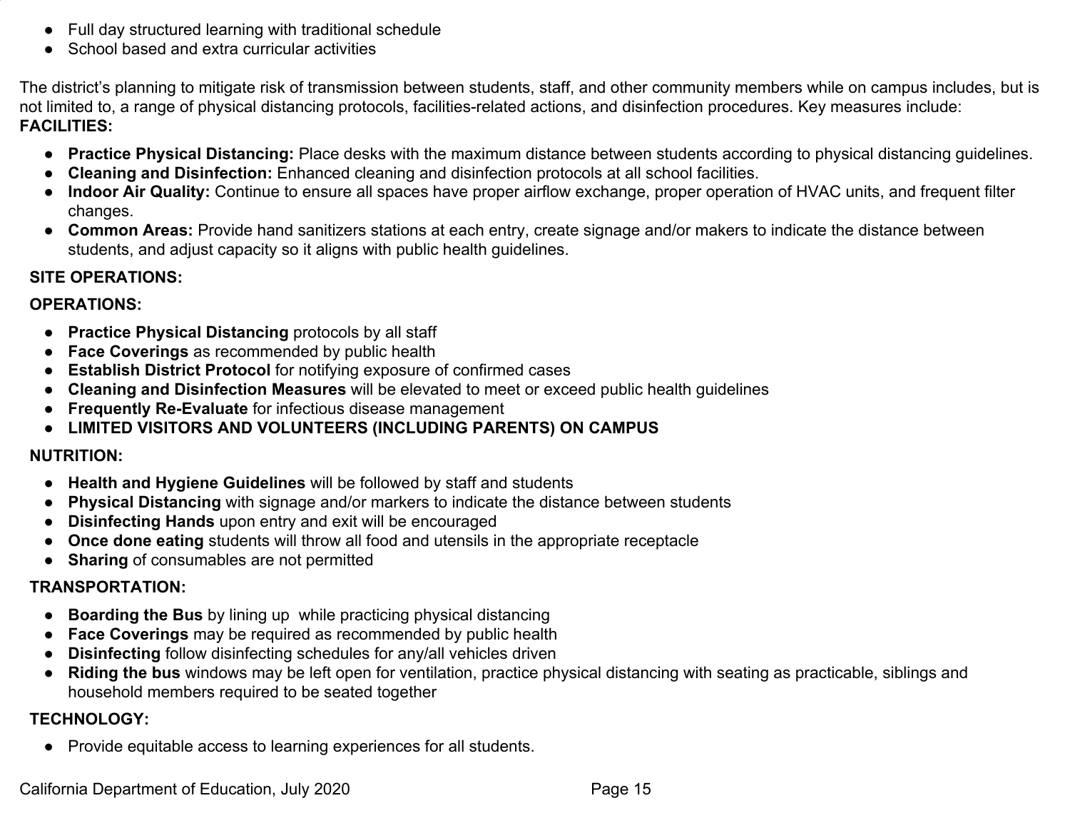- Full day structured learning with traditional schedule
- School based and extra curricular activities

The district's planning to mitigate risk of transmission between students, staff, and other community members while on campus includes, but is not limited to, a range of physical distancing protocols, facilities-related actions, and disinfection procedures. Key measures include:

**FACILITIES:**

- **Practice Physical Distancing:** Place desks with the maximum distance between students according to physical distancing guidelines.
- **Cleaning and Disinfection:** Enhanced cleaning and disinfection protocols at all school facilities.
- **Indoor Air Quality:** Continue to ensure all spaces have proper airflow exchange, proper operation of HVAC units, and frequent filter changes.
- **Common Areas:** Provide hand sanitizers stations at each entry, create signage and/or makers to indicate the distance between students, and adjust capacity so it aligns with public health guidelines.

**SITE OPERATIONS:**

**OPERATIONS:**

- **Practice Physical Distancing** protocols by all staff
- **Face Coverings** as recommended by public health
- **Establish District Protocol** for notifying exposure of confirmed cases
- **Cleaning and Disinfection Measures** will be elevated to meet or exceed public health guidelines
- **Frequently Re-Evaluate** for infectious disease management
- **LIMITED VISITORS AND VOLUNTEERS (INCLUDING PARENTS) ON CAMPUS**

**NUTRITION:**

- **Health and Hygiene Guidelines** will be followed by staff and students
- **Physical Distancing** with signage and/or markers to indicate the distance between students
- **Disinfecting Hands** upon entry and exit will be encouraged
- **Once done eating** students will throw all food and utensils in the appropriate receptacle
- **Sharing** of consumables are not permitted

**TRANSPORTATION:**

- **Boarding the Bus** by lining up while practicing physical distancing
- **Face Coverings** may be required as recommended by public health
- **Disinfecting** follow disinfecting schedules for any/all vehicles driven
- **Riding the bus** windows may be left open for ventilation, practice physical distancing with seating as practicable, siblings and household members required to be seated together

**TECHNOLOGY:**

- Provide equitable access to learning experiences for all students.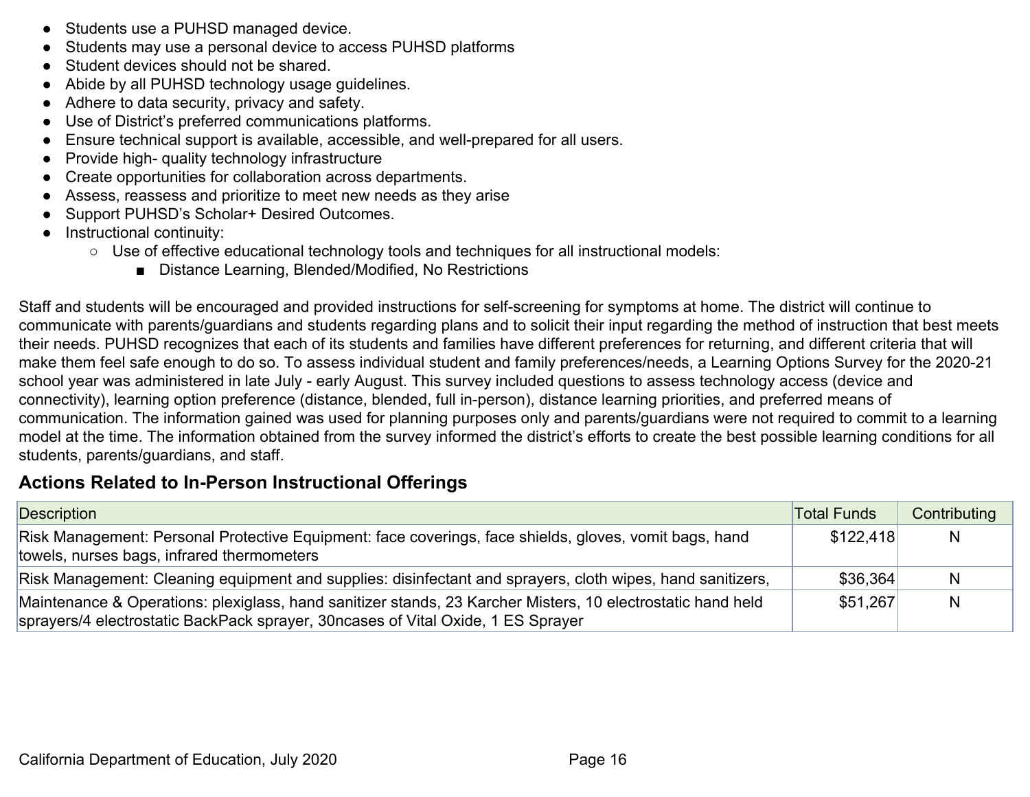- Students use a PUHSD managed device.
- Students may use a personal device to access PUHSD platforms
- Student devices should not be shared.
- Abide by all PUHSD technology usage guidelines.
- Adhere to data security, privacy and safety.
- Use of District's preferred communications platforms.
- Ensure technical support is available, accessible, and well-prepared for all users.
- Provide high- quality technology infrastructure
- Create opportunities for collaboration across departments.
- Assess, reassess and prioritize to meet new needs as they arise
- Support PUHSD's Scholar+ Desired Outcomes.
- Instructional continuity:
  - Use of effective educational technology tools and techniques for all instructional models:
    - Distance Learning, Blended/Modified, No Restrictions

Staff and students will be encouraged and provided instructions for self-screening for symptoms at home. The district will continue to communicate with parents/guardians and students regarding plans and to solicit their input regarding the method of instruction that best meets their needs. PUHSD recognizes that each of its students and families have different preferences for returning, and different criteria that will make them feel safe enough to do so. To assess individual student and family preferences/needs, a Learning Options Survey for the 2020-21 school year was administered in late July - early August. This survey included questions to assess technology access (device and connectivity), learning option preference (distance, blended, full in-person), distance learning priorities, and preferred means of communication. The information gained was used for planning purposes only and parents/guardians were not required to commit to a learning model at the time. The information obtained from the survey informed the district's efforts to create the best possible learning conditions for all students, parents/guardians, and staff.

## Actions Related to In-Person Instructional Offerings

| Description | Total Funds | Contributing |
|---|---|---|
| Risk Management: Personal Protective Equipment: face coverings, face shields, gloves, vomit bags, hand towels, nurses bags, infrared thermometers | $122,418 | N |
| Risk Management: Cleaning equipment and supplies: disinfectant and sprayers, cloth wipes, hand sanitizers, | $36,364 | N |
| Maintenance & Operations: plexiglass, hand sanitizer stands, 23 Karcher Misters, 10 electrostatic hand held sprayers/4 electrostatic BackPack sprayer, 30ncases of Vital Oxide, 1 ES Sprayer | $51,267 | N |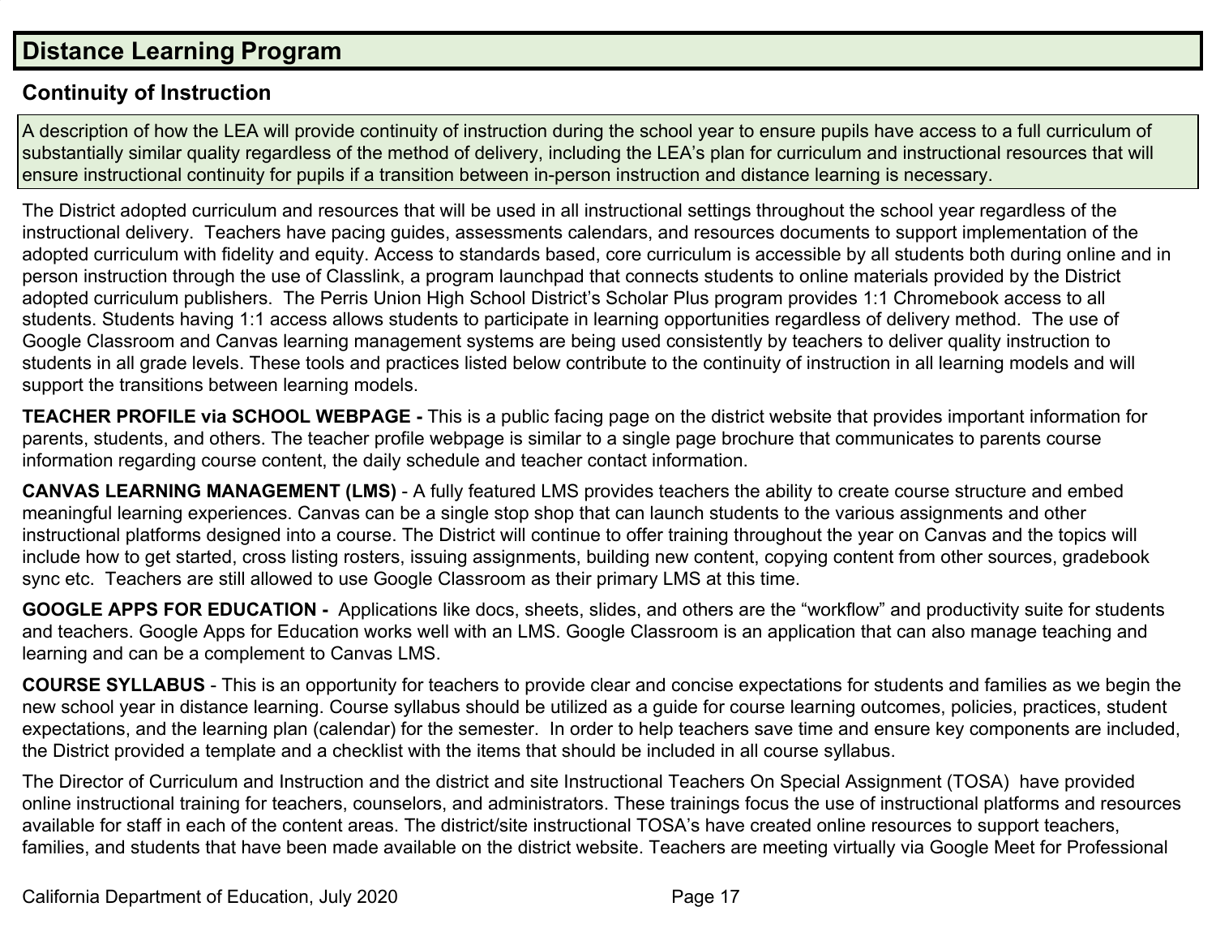## Distance Learning Program

### Continuity of Instruction

A description of how the LEA will provide continuity of instruction during the school year to ensure pupils have access to a full curriculum of substantially similar quality regardless of the method of delivery, including the LEA's plan for curriculum and instructional resources that will ensure instructional continuity for pupils if a transition between in-person instruction and distance learning is necessary.

The District adopted curriculum and resources that will be used in all instructional settings throughout the school year regardless of the instructional delivery. Teachers have pacing guides, assessments calendars, and resources documents to support implementation of the adopted curriculum with fidelity and equity. Access to standards based, core curriculum is accessible by all students both during online and in person instruction through the use of Classlink, a program launchpad that connects students to online materials provided by the District adopted curriculum publishers. The Perris Union High School District's Scholar Plus program provides 1:1 Chromebook access to all students. Students having 1:1 access allows students to participate in learning opportunities regardless of delivery method. The use of Google Classroom and Canvas learning management systems are being used consistently by teachers to deliver quality instruction to students in all grade levels. These tools and practices listed below contribute to the continuity of instruction in all learning models and will support the transitions between learning models.

**TEACHER PROFILE via SCHOOL WEBPAGE -** This is a public facing page on the district website that provides important information for parents, students, and others. The teacher profile webpage is similar to a single page brochure that communicates to parents course information regarding course content, the daily schedule and teacher contact information.

**CANVAS LEARNING MANAGEMENT (LMS)** - A fully featured LMS provides teachers the ability to create course structure and embed meaningful learning experiences. Canvas can be a single stop shop that can launch students to the various assignments and other instructional platforms designed into a course. The District will continue to offer training throughout the year on Canvas and the topics will include how to get started, cross listing rosters, issuing assignments, building new content, copying content from other sources, gradebook sync etc. Teachers are still allowed to use Google Classroom as their primary LMS at this time.

**GOOGLE APPS FOR EDUCATION -** Applications like docs, sheets, slides, and others are the "workflow" and productivity suite for students and teachers. Google Apps for Education works well with an LMS. Google Classroom is an application that can also manage teaching and learning and can be a complement to Canvas LMS.

**COURSE SYLLABUS** - This is an opportunity for teachers to provide clear and concise expectations for students and families as we begin the new school year in distance learning. Course syllabus should be utilized as a guide for course learning outcomes, policies, practices, student expectations, and the learning plan (calendar) for the semester. In order to help teachers save time and ensure key components are included, the District provided a template and a checklist with the items that should be included in all course syllabus.

The Director of Curriculum and Instruction and the district and site Instructional Teachers On Special Assignment (TOSA) have provided online instructional training for teachers, counselors, and administrators. These trainings focus the use of instructional platforms and resources available for staff in each of the content areas. The district/site instructional TOSA's have created online resources to support teachers, families, and students that have been made available on the district website. Teachers are meeting virtually via Google Meet for Professional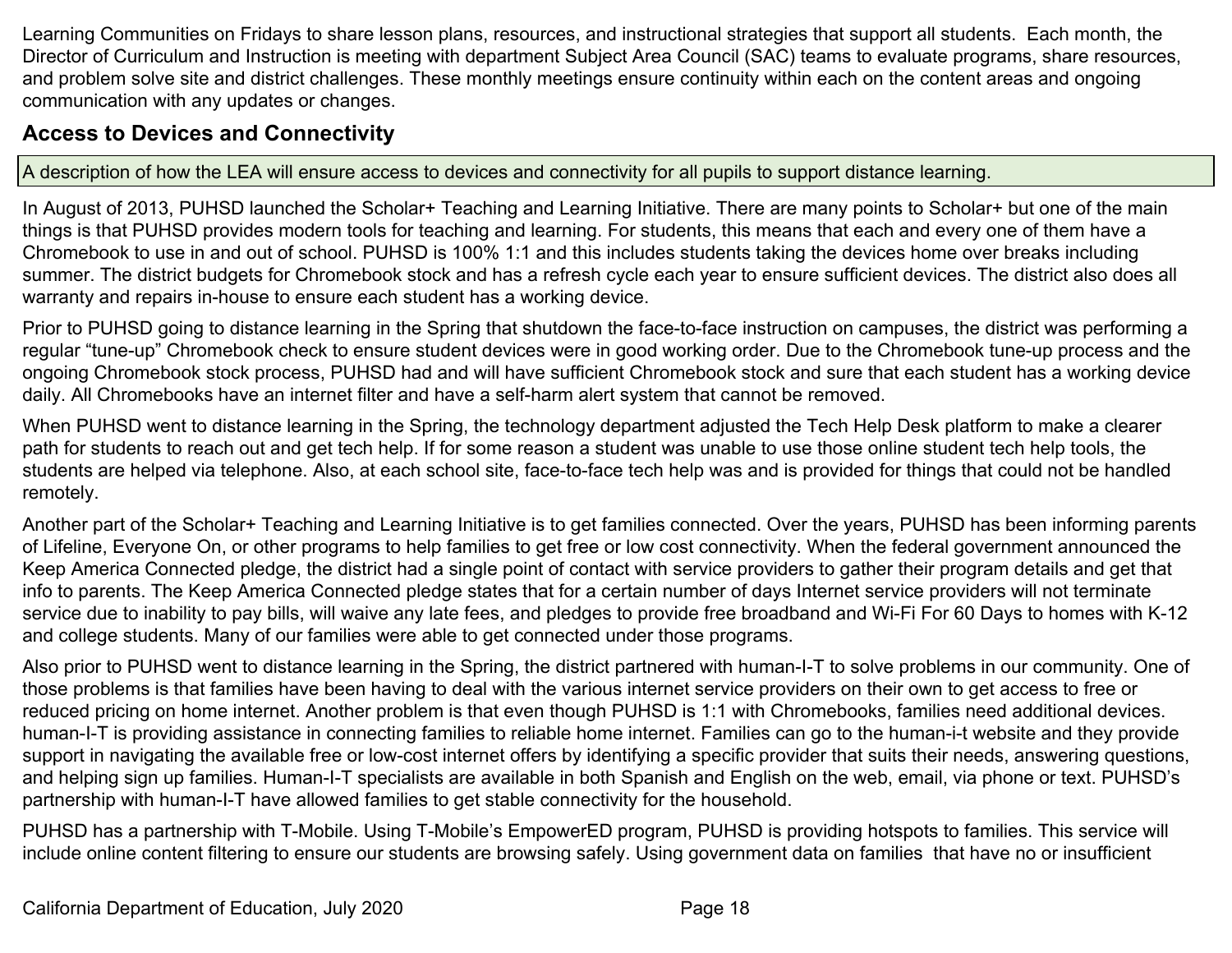Learning Communities on Fridays to share lesson plans, resources, and instructional strategies that support all students. Each month, the Director of Curriculum and Instruction is meeting with department Subject Area Council (SAC) teams to evaluate programs, share resources, and problem solve site and district challenges. These monthly meetings ensure continuity within each on the content areas and ongoing communication with any updates or changes.

## Access to Devices and Connectivity

A description of how the LEA will ensure access to devices and connectivity for all pupils to support distance learning.

In August of 2013, PUHSD launched the Scholar+ Teaching and Learning Initiative. There are many points to Scholar+ but one of the main things is that PUHSD provides modern tools for teaching and learning. For students, this means that each and every one of them have a Chromebook to use in and out of school. PUHSD is 100% 1:1 and this includes students taking the devices home over breaks including summer. The district budgets for Chromebook stock and has a refresh cycle each year to ensure sufficient devices. The district also does all warranty and repairs in-house to ensure each student has a working device.

Prior to PUHSD going to distance learning in the Spring that shutdown the face-to-face instruction on campuses, the district was performing a regular "tune-up" Chromebook check to ensure student devices were in good working order. Due to the Chromebook tune-up process and the ongoing Chromebook stock process, PUHSD had and will have sufficient Chromebook stock and sure that each student has a working device daily. All Chromebooks have an internet filter and have a self-harm alert system that cannot be removed.

When PUHSD went to distance learning in the Spring, the technology department adjusted the Tech Help Desk platform to make a clearer path for students to reach out and get tech help. If for some reason a student was unable to use those online student tech help tools, the students are helped via telephone. Also, at each school site, face-to-face tech help was and is provided for things that could not be handled remotely.

Another part of the Scholar+ Teaching and Learning Initiative is to get families connected. Over the years, PUHSD has been informing parents of Lifeline, Everyone On, or other programs to help families to get free or low cost connectivity. When the federal government announced the Keep America Connected pledge, the district had a single point of contact with service providers to gather their program details and get that info to parents. The Keep America Connected pledge states that for a certain number of days Internet service providers will not terminate service due to inability to pay bills, will waive any late fees, and pledges to provide free broadband and Wi-Fi For 60 Days to homes with K-12 and college students. Many of our families were able to get connected under those programs.

Also prior to PUHSD went to distance learning in the Spring, the district partnered with human-I-T to solve problems in our community. One of those problems is that families have been having to deal with the various internet service providers on their own to get access to free or reduced pricing on home internet. Another problem is that even though PUHSD is 1:1 with Chromebooks, families need additional devices. human-I-T is providing assistance in connecting families to reliable home internet. Families can go to the human-i-t website and they provide support in navigating the available free or low-cost internet offers by identifying a specific provider that suits their needs, answering questions, and helping sign up families. Human-I-T specialists are available in both Spanish and English on the web, email, via phone or text. PUHSD's partnership with human-I-T have allowed families to get stable connectivity for the household.

PUHSD has a partnership with T-Mobile. Using T-Mobile's EmpowerED program, PUHSD is providing hotspots to families. This service will include online content filtering to ensure our students are browsing safely. Using government data on families that have no or insufficient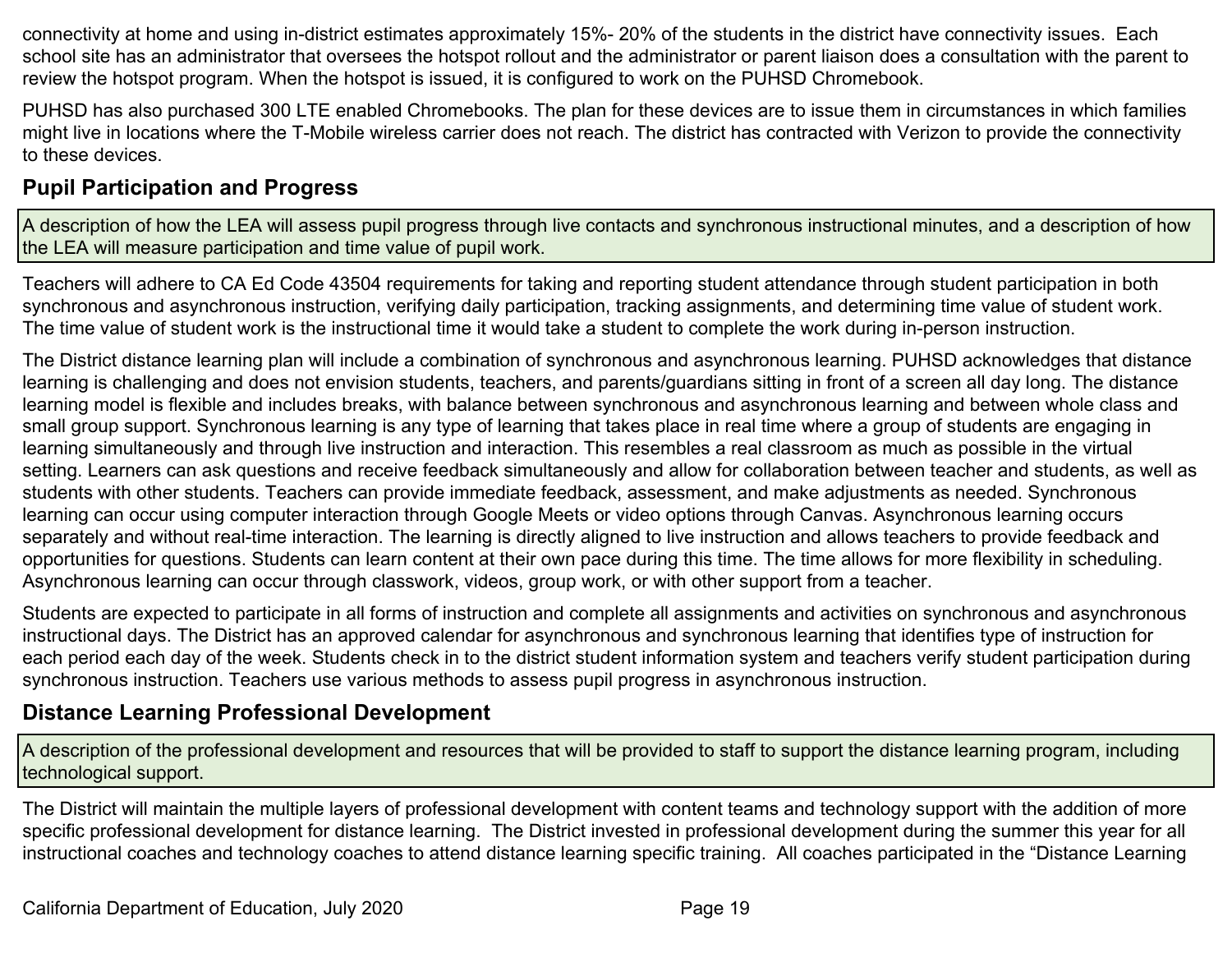connectivity at home and using in-district estimates approximately 15%- 20% of the students in the district have connectivity issues. Each school site has an administrator that oversees the hotspot rollout and the administrator or parent liaison does a consultation with the parent to review the hotspot program. When the hotspot is issued, it is configured to work on the PUHSD Chromebook.

PUHSD has also purchased 300 LTE enabled Chromebooks. The plan for these devices are to issue them in circumstances in which families might live in locations where the T-Mobile wireless carrier does not reach. The district has contracted with Verizon to provide the connectivity to these devices.

## Pupil Participation and Progress

A description of how the LEA will assess pupil progress through live contacts and synchronous instructional minutes, and a description of how the LEA will measure participation and time value of pupil work.

Teachers will adhere to CA Ed Code 43504 requirements for taking and reporting student attendance through student participation in both synchronous and asynchronous instruction, verifying daily participation, tracking assignments, and determining time value of student work. The time value of student work is the instructional time it would take a student to complete the work during in-person instruction.

The District distance learning plan will include a combination of synchronous and asynchronous learning. PUHSD acknowledges that distance learning is challenging and does not envision students, teachers, and parents/guardians sitting in front of a screen all day long. The distance learning model is flexible and includes breaks, with balance between synchronous and asynchronous learning and between whole class and small group support. Synchronous learning is any type of learning that takes place in real time where a group of students are engaging in learning simultaneously and through live instruction and interaction. This resembles a real classroom as much as possible in the virtual setting. Learners can ask questions and receive feedback simultaneously and allow for collaboration between teacher and students, as well as students with other students. Teachers can provide immediate feedback, assessment, and make adjustments as needed. Synchronous learning can occur using computer interaction through Google Meets or video options through Canvas. Asynchronous learning occurs separately and without real-time interaction. The learning is directly aligned to live instruction and allows teachers to provide feedback and opportunities for questions. Students can learn content at their own pace during this time. The time allows for more flexibility in scheduling. Asynchronous learning can occur through classwork, videos, group work, or with other support from a teacher.

Students are expected to participate in all forms of instruction and complete all assignments and activities on synchronous and asynchronous instructional days. The District has an approved calendar for asynchronous and synchronous learning that identifies type of instruction for each period each day of the week. Students check in to the district student information system and teachers verify student participation during synchronous instruction. Teachers use various methods to assess pupil progress in asynchronous instruction.

## Distance Learning Professional Development

A description of the professional development and resources that will be provided to staff to support the distance learning program, including technological support.

The District will maintain the multiple layers of professional development with content teams and technology support with the addition of more specific professional development for distance learning. The District invested in professional development during the summer this year for all instructional coaches and technology coaches to attend distance learning specific training. All coaches participated in the "Distance Learning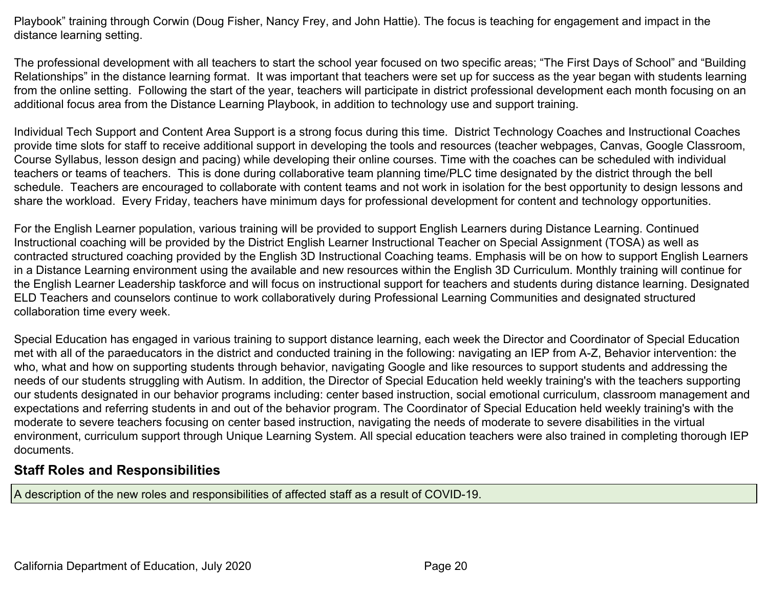Playbook" training through Corwin (Doug Fisher, Nancy Frey, and John Hattie). The focus is teaching for engagement and impact in the distance learning setting.

The professional development with all teachers to start the school year focused on two specific areas; "The First Days of School" and "Building Relationships" in the distance learning format. It was important that teachers were set up for success as the year began with students learning from the online setting. Following the start of the year, teachers will participate in district professional development each month focusing on an additional focus area from the Distance Learning Playbook, in addition to technology use and support training.

Individual Tech Support and Content Area Support is a strong focus during this time. District Technology Coaches and Instructional Coaches provide time slots for staff to receive additional support in developing the tools and resources (teacher webpages, Canvas, Google Classroom, Course Syllabus, lesson design and pacing) while developing their online courses. Time with the coaches can be scheduled with individual teachers or teams of teachers. This is done during collaborative team planning time/PLC time designated by the district through the bell schedule. Teachers are encouraged to collaborate with content teams and not work in isolation for the best opportunity to design lessons and share the workload. Every Friday, teachers have minimum days for professional development for content and technology opportunities.

For the English Learner population, various training will be provided to support English Learners during Distance Learning. Continued Instructional coaching will be provided by the District English Learner Instructional Teacher on Special Assignment (TOSA) as well as contracted structured coaching provided by the English 3D Instructional Coaching teams. Emphasis will be on how to support English Learners in a Distance Learning environment using the available and new resources within the English 3D Curriculum. Monthly training will continue for the English Learner Leadership taskforce and will focus on instructional support for teachers and students during distance learning. Designated ELD Teachers and counselors continue to work collaboratively during Professional Learning Communities and designated structured collaboration time every week.

Special Education has engaged in various training to support distance learning, each week the Director and Coordinator of Special Education met with all of the paraeducators in the district and conducted training in the following: navigating an IEP from A-Z, Behavior intervention: the who, what and how on supporting students through behavior, navigating Google and like resources to support students and addressing the needs of our students struggling with Autism. In addition, the Director of Special Education held weekly training's with the teachers supporting our students designated in our behavior programs including: center based instruction, social emotional curriculum, classroom management and expectations and referring students in and out of the behavior program. The Coordinator of Special Education held weekly training's with the moderate to severe teachers focusing on center based instruction, navigating the needs of moderate to severe disabilities in the virtual environment, curriculum support through Unique Learning System. All special education teachers were also trained in completing thorough IEP documents.

## Staff Roles and Responsibilities

| A description of the new roles and responsibilities of affected staff as a result of COVID-19. |
|---|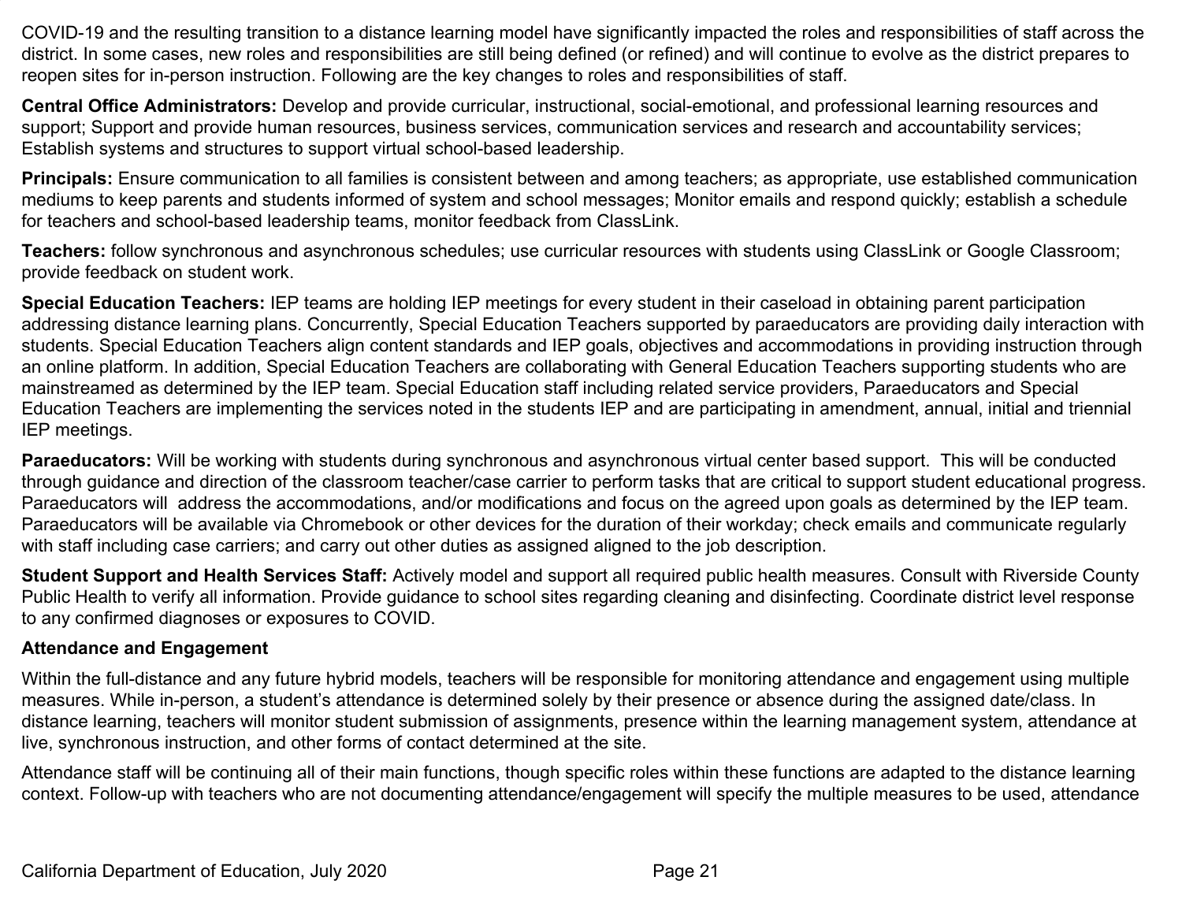COVID-19 and the resulting transition to a distance learning model have significantly impacted the roles and responsibilities of staff across the district. In some cases, new roles and responsibilities are still being defined (or refined) and will continue to evolve as the district prepares to reopen sites for in-person instruction. Following are the key changes to roles and responsibilities of staff.

**Central Office Administrators:** Develop and provide curricular, instructional, social-emotional, and professional learning resources and support; Support and provide human resources, business services, communication services and research and accountability services; Establish systems and structures to support virtual school-based leadership.

**Principals:** Ensure communication to all families is consistent between and among teachers; as appropriate, use established communication mediums to keep parents and students informed of system and school messages; Monitor emails and respond quickly; establish a schedule for teachers and school-based leadership teams, monitor feedback from ClassLink.

**Teachers:** follow synchronous and asynchronous schedules; use curricular resources with students using ClassLink or Google Classroom; provide feedback on student work.

**Special Education Teachers:** IEP teams are holding IEP meetings for every student in their caseload in obtaining parent participation addressing distance learning plans. Concurrently, Special Education Teachers supported by paraeducators are providing daily interaction with students. Special Education Teachers align content standards and IEP goals, objectives and accommodations in providing instruction through an online platform. In addition, Special Education Teachers are collaborating with General Education Teachers supporting students who are mainstreamed as determined by the IEP team. Special Education staff including related service providers, Paraeducators and Special Education Teachers are implementing the services noted in the students IEP and are participating in amendment, annual, initial and triennial IEP meetings.

**Paraeducators:** Will be working with students during synchronous and asynchronous virtual center based support. This will be conducted through guidance and direction of the classroom teacher/case carrier to perform tasks that are critical to support student educational progress. Paraeducators will address the accommodations, and/or modifications and focus on the agreed upon goals as determined by the IEP team. Paraeducators will be available via Chromebook or other devices for the duration of their workday; check emails and communicate regularly with staff including case carriers; and carry out other duties as assigned aligned to the job description.

**Student Support and Health Services Staff:** Actively model and support all required public health measures. Consult with Riverside County Public Health to verify all information. Provide guidance to school sites regarding cleaning and disinfecting. Coordinate district level response to any confirmed diagnoses or exposures to COVID.

**Attendance and Engagement**

Within the full-distance and any future hybrid models, teachers will be responsible for monitoring attendance and engagement using multiple measures. While in-person, a student's attendance is determined solely by their presence or absence during the assigned date/class. In distance learning, teachers will monitor student submission of assignments, presence within the learning management system, attendance at live, synchronous instruction, and other forms of contact determined at the site.

Attendance staff will be continuing all of their main functions, though specific roles within these functions are adapted to the distance learning context. Follow-up with teachers who are not documenting attendance/engagement will specify the multiple measures to be used, attendance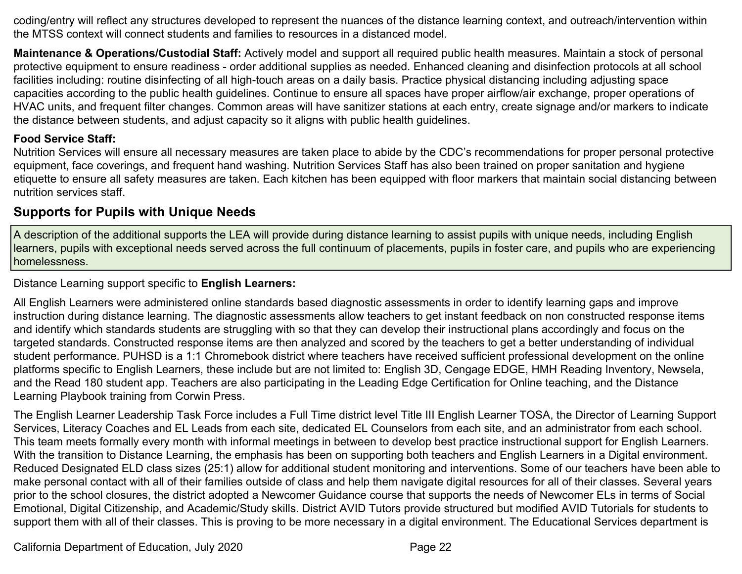coding/entry will reflect any structures developed to represent the nuances of the distance learning context, and outreach/intervention within the MTSS context will connect students and families to resources in a distanced model.

**Maintenance & Operations/Custodial Staff:** Actively model and support all required public health measures. Maintain a stock of personal protective equipment to ensure readiness - order additional supplies as needed. Enhanced cleaning and disinfection protocols at all school facilities including: routine disinfecting of all high-touch areas on a daily basis. Practice physical distancing including adjusting space capacities according to the public health guidelines. Continue to ensure all spaces have proper airflow/air exchange, proper operations of HVAC units, and frequent filter changes. Common areas will have sanitizer stations at each entry, create signage and/or markers to indicate the distance between students, and adjust capacity so it aligns with public health guidelines.

**Food Service Staff:**
Nutrition Services will ensure all necessary measures are taken place to abide by the CDC's recommendations for proper personal protective equipment, face coverings, and frequent hand washing. Nutrition Services Staff has also been trained on proper sanitation and hygiene etiquette to ensure all safety measures are taken. Each kitchen has been equipped with floor markers that maintain social distancing between nutrition services staff.

## Supports for Pupils with Unique Needs

| A description of the additional supports the LEA will provide during distance learning to assist pupils with unique needs, including English learners, pupils with exceptional needs served across the full continuum of placements, pupils in foster care, and pupils who are experiencing homelessness. |
|---|

Distance Learning support specific to **English Learners:**

All English Learners were administered online standards based diagnostic assessments in order to identify learning gaps and improve instruction during distance learning. The diagnostic assessments allow teachers to get instant feedback on non constructed response items and identify which standards students are struggling with so that they can develop their instructional plans accordingly and focus on the targeted standards. Constructed response items are then analyzed and scored by the teachers to get a better understanding of individual student performance. PUHSD is a 1:1 Chromebook district where teachers have received sufficient professional development on the online platforms specific to English Learners, these include but are not limited to: English 3D, Cengage EDGE, HMH Reading Inventory, Newsela, and the Read 180 student app. Teachers are also participating in the Leading Edge Certification for Online teaching, and the Distance Learning Playbook training from Corwin Press.

The English Learner Leadership Task Force includes a Full Time district level Title III English Learner TOSA, the Director of Learning Support Services, Literacy Coaches and EL Leads from each site, dedicated EL Counselors from each site, and an administrator from each school. This team meets formally every month with informal meetings in between to develop best practice instructional support for English Learners. With the transition to Distance Learning, the emphasis has been on supporting both teachers and English Learners in a Digital environment. Reduced Designated ELD class sizes (25:1) allow for additional student monitoring and interventions. Some of our teachers have been able to make personal contact with all of their families outside of class and help them navigate digital resources for all of their classes. Several years prior to the school closures, the district adopted a Newcomer Guidance course that supports the needs of Newcomer ELs in terms of Social Emotional, Digital Citizenship, and Academic/Study skills. District AVID Tutors provide structured but modified AVID Tutorials for students to support them with all of their classes. This is proving to be more necessary in a digital environment. The Educational Services department is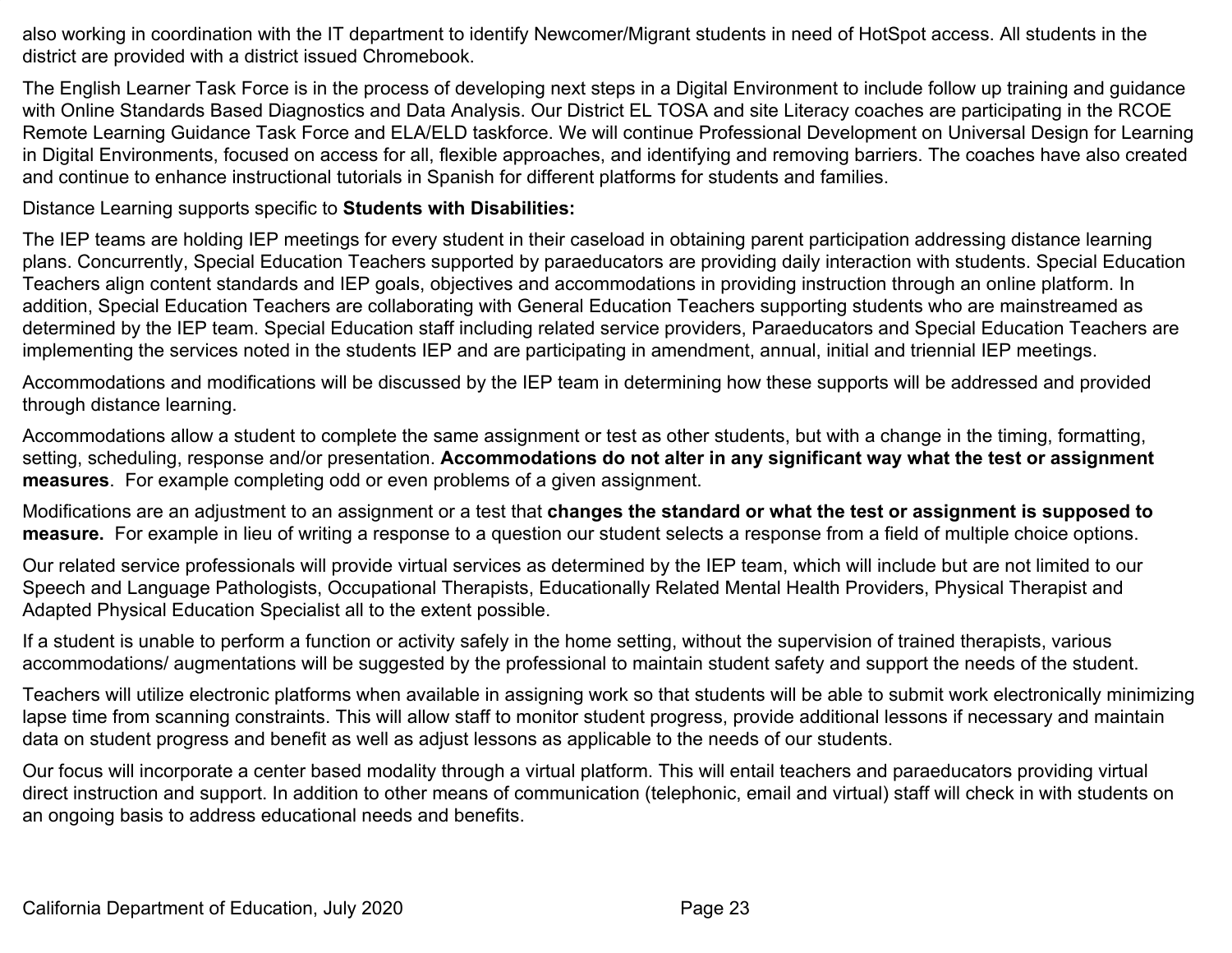also working in coordination with the IT department to identify Newcomer/Migrant students in need of HotSpot access. All students in the district are provided with a district issued Chromebook.

The English Learner Task Force is in the process of developing next steps in a Digital Environment to include follow up training and guidance with Online Standards Based Diagnostics and Data Analysis. Our District EL TOSA and site Literacy coaches are participating in the RCOE Remote Learning Guidance Task Force and ELA/ELD taskforce. We will continue Professional Development on Universal Design for Learning in Digital Environments, focused on access for all, flexible approaches, and identifying and removing barriers. The coaches have also created and continue to enhance instructional tutorials in Spanish for different platforms for students and families.

Distance Learning supports specific to **Students with Disabilities:**

The IEP teams are holding IEP meetings for every student in their caseload in obtaining parent participation addressing distance learning plans. Concurrently, Special Education Teachers supported by paraeducators are providing daily interaction with students. Special Education Teachers align content standards and IEP goals, objectives and accommodations in providing instruction through an online platform. In addition, Special Education Teachers are collaborating with General Education Teachers supporting students who are mainstreamed as determined by the IEP team. Special Education staff including related service providers, Paraeducators and Special Education Teachers are implementing the services noted in the students IEP and are participating in amendment, annual, initial and triennial IEP meetings.

Accommodations and modifications will be discussed by the IEP team in determining how these supports will be addressed and provided through distance learning.

Accommodations allow a student to complete the same assignment or test as other students, but with a change in the timing, formatting, setting, scheduling, response and/or presentation. **Accommodations do not alter in any significant way what the test or assignment measures**. For example completing odd or even problems of a given assignment.

Modifications are an adjustment to an assignment or a test that **changes the standard or what the test or assignment is supposed to measure.** For example in lieu of writing a response to a question our student selects a response from a field of multiple choice options.

Our related service professionals will provide virtual services as determined by the IEP team, which will include but are not limited to our Speech and Language Pathologists, Occupational Therapists, Educationally Related Mental Health Providers, Physical Therapist and Adapted Physical Education Specialist all to the extent possible.

If a student is unable to perform a function or activity safely in the home setting, without the supervision of trained therapists, various accommodations/ augmentations will be suggested by the professional to maintain student safety and support the needs of the student.

Teachers will utilize electronic platforms when available in assigning work so that students will be able to submit work electronically minimizing lapse time from scanning constraints. This will allow staff to monitor student progress, provide additional lessons if necessary and maintain data on student progress and benefit as well as adjust lessons as applicable to the needs of our students.

Our focus will incorporate a center based modality through a virtual platform. This will entail teachers and paraeducators providing virtual direct instruction and support. In addition to other means of communication (telephonic, email and virtual) staff will check in with students on an ongoing basis to address educational needs and benefits.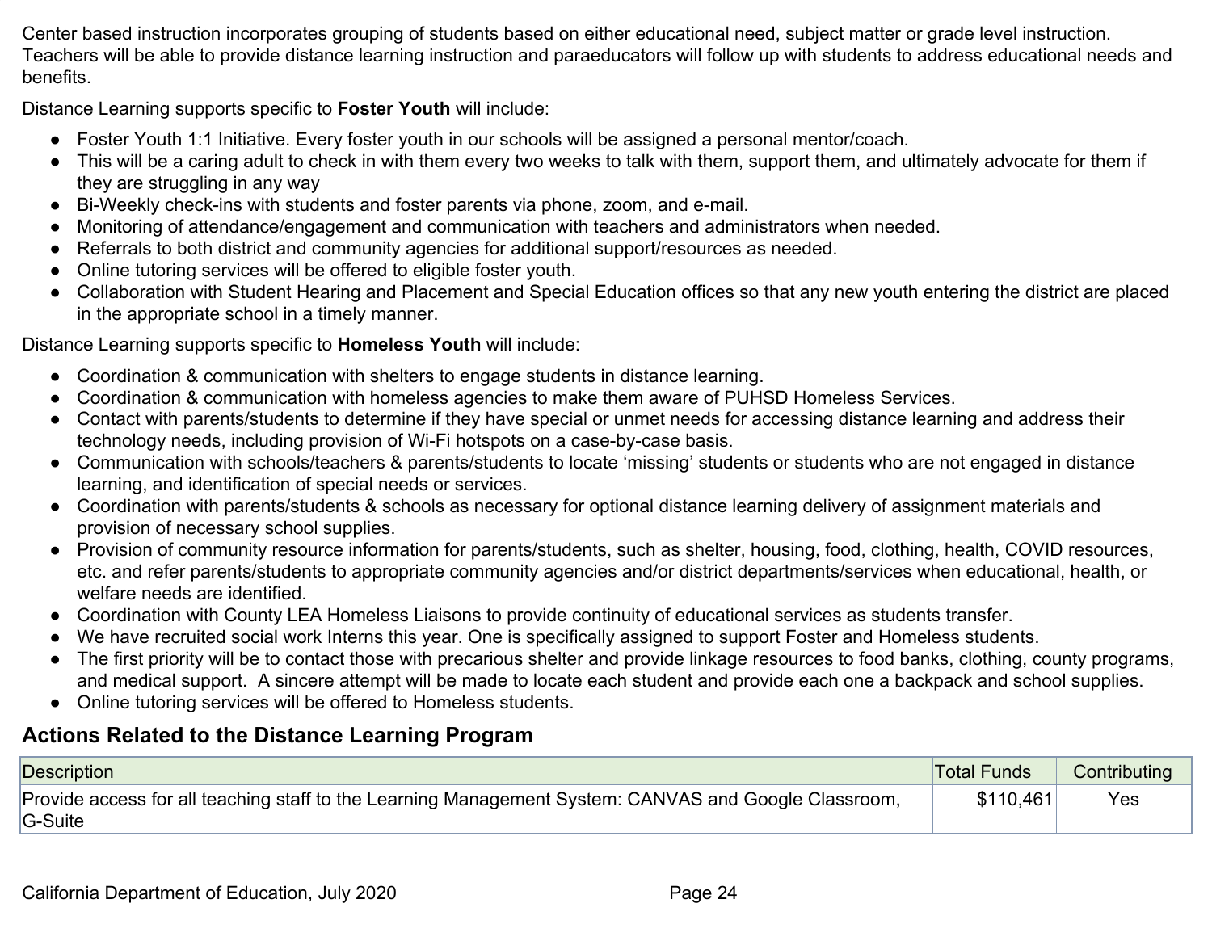Center based instruction incorporates grouping of students based on either educational need, subject matter or grade level instruction. Teachers will be able to provide distance learning instruction and paraeducators will follow up with students to address educational needs and benefits.

Distance Learning supports specific to **Foster Youth** will include:

- Foster Youth 1:1 Initiative. Every foster youth in our schools will be assigned a personal mentor/coach.
- This will be a caring adult to check in with them every two weeks to talk with them, support them, and ultimately advocate for them if they are struggling in any way
- Bi-Weekly check-ins with students and foster parents via phone, zoom, and e-mail.
- Monitoring of attendance/engagement and communication with teachers and administrators when needed.
- Referrals to both district and community agencies for additional support/resources as needed.
- Online tutoring services will be offered to eligible foster youth.
- Collaboration with Student Hearing and Placement and Special Education offices so that any new youth entering the district are placed in the appropriate school in a timely manner.

Distance Learning supports specific to **Homeless Youth** will include:

- Coordination & communication with shelters to engage students in distance learning.
- Coordination & communication with homeless agencies to make them aware of PUHSD Homeless Services.
- Contact with parents/students to determine if they have special or unmet needs for accessing distance learning and address their technology needs, including provision of Wi-Fi hotspots on a case-by-case basis.
- Communication with schools/teachers & parents/students to locate 'missing' students or students who are not engaged in distance learning, and identification of special needs or services.
- Coordination with parents/students & schools as necessary for optional distance learning delivery of assignment materials and provision of necessary school supplies.
- Provision of community resource information for parents/students, such as shelter, housing, food, clothing, health, COVID resources, etc. and refer parents/students to appropriate community agencies and/or district departments/services when educational, health, or welfare needs are identified.
- Coordination with County LEA Homeless Liaisons to provide continuity of educational services as students transfer.
- We have recruited social work Interns this year. One is specifically assigned to support Foster and Homeless students.
- The first priority will be to contact those with precarious shelter and provide linkage resources to food banks, clothing, county programs, and medical support. A sincere attempt will be made to locate each student and provide each one a backpack and school supplies.
- Online tutoring services will be offered to Homeless students.

## Actions Related to the Distance Learning Program

| Description | Total Funds | Contributing |
|---|---|---|
| Provide access for all teaching staff to the Learning Management System: CANVAS and Google Classroom, G-Suite | $110,461 | Yes |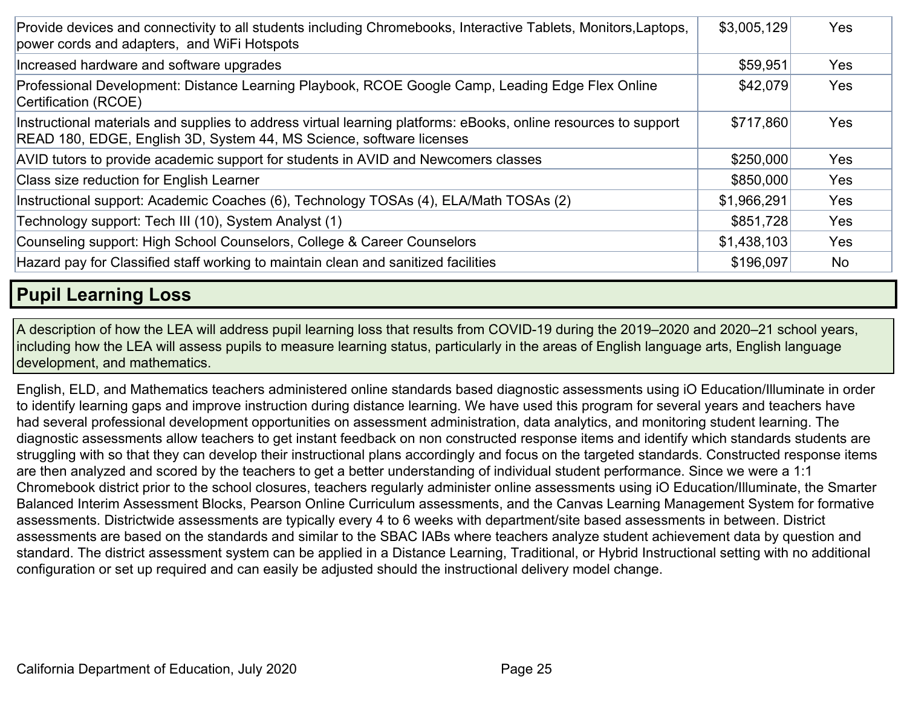| Description | Total Funds | Contributing |
| --- | --- | --- |
| Provide devices and connectivity to all students including Chromebooks, Interactive Tablets, Monitors,Laptops, power cords and adapters, and WiFi Hotspots | $3,005,129 | Yes |
| Increased hardware and software upgrades | $59,951 | Yes |
| Professional Development: Distance Learning Playbook, RCOE Google Camp, Leading Edge Flex Online Certification (RCOE) | $42,079 | Yes |
| Instructional materials and supplies to address virtual learning platforms: eBooks, online resources to support READ 180, EDGE, English 3D, System 44, MS Science, software licenses | $717,860 | Yes |
| AVID tutors to provide academic support for students in AVID and Newcomers classes | $250,000 | Yes |
| Class size reduction for English Learner | $850,000 | Yes |
| Instructional support: Academic Coaches (6), Technology TOSAs (4), ELA/Math TOSAs (2) | $1,966,291 | Yes |
| Technology support: Tech III (10), System Analyst (1) | $851,728 | Yes |
| Counseling support: High School Counselors, College & Career Counselors | $1,438,103 | Yes |
| Hazard pay for Classified staff working to maintain clean and sanitized facilities | $196,097 | No |

## Pupil Learning Loss

A description of how the LEA will address pupil learning loss that results from COVID-19 during the 2019–2020 and 2020–21 school years, including how the LEA will assess pupils to measure learning status, particularly in the areas of English language arts, English language development, and mathematics.

English, ELD, and Mathematics teachers administered online standards based diagnostic assessments using iO Education/Illuminate in order to identify learning gaps and improve instruction during distance learning. We have used this program for several years and teachers have had several professional development opportunities on assessment administration, data analytics, and monitoring student learning. The diagnostic assessments allow teachers to get instant feedback on non constructed response items and identify which standards students are struggling with so that they can develop their instructional plans accordingly and focus on the targeted standards. Constructed response items are then analyzed and scored by the teachers to get a better understanding of individual student performance. Since we were a 1:1 Chromebook district prior to the school closures, teachers regularly administer online assessments using iO Education/Illuminate, the Smarter Balanced Interim Assessment Blocks, Pearson Online Curriculum assessments, and the Canvas Learning Management System for formative assessments. Districtwide assessments are typically every 4 to 6 weeks with department/site based assessments in between. District assessments are based on the standards and similar to the SBAC IABs where teachers analyze student achievement data by question and standard. The district assessment system can be applied in a Distance Learning, Traditional, or Hybrid Instructional setting with no additional configuration or set up required and can easily be adjusted should the instructional delivery model change.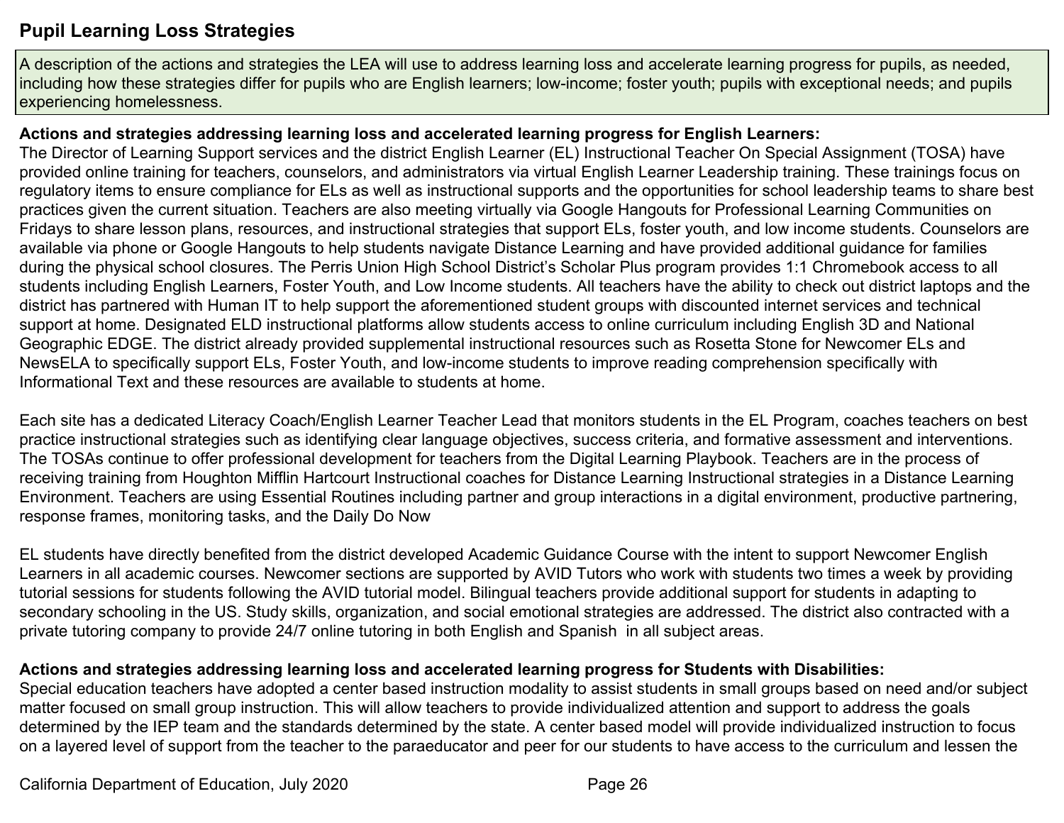## Pupil Learning Loss Strategies

A description of the actions and strategies the LEA will use to address learning loss and accelerate learning progress for pupils, as needed, including how these strategies differ for pupils who are English learners; low-income; foster youth; pupils with exceptional needs; and pupils experiencing homelessness.

**Actions and strategies addressing learning loss and accelerated learning progress for English Learners:**

The Director of Learning Support services and the district English Learner (EL) Instructional Teacher On Special Assignment (TOSA) have provided online training for teachers, counselors, and administrators via virtual English Learner Leadership training. These trainings focus on regulatory items to ensure compliance for ELs as well as instructional supports and the opportunities for school leadership teams to share best practices given the current situation. Teachers are also meeting virtually via Google Hangouts for Professional Learning Communities on Fridays to share lesson plans, resources, and instructional strategies that support ELs, foster youth, and low income students. Counselors are available via phone or Google Hangouts to help students navigate Distance Learning and have provided additional guidance for families during the physical school closures. The Perris Union High School District's Scholar Plus program provides 1:1 Chromebook access to all students including English Learners, Foster Youth, and Low Income students. All teachers have the ability to check out district laptops and the district has partnered with Human IT to help support the aforementioned student groups with discounted internet services and technical support at home. Designated ELD instructional platforms allow students access to online curriculum including English 3D and National Geographic EDGE. The district already provided supplemental instructional resources such as Rosetta Stone for Newcomer ELs and NewsELA to specifically support ELs, Foster Youth, and low-income students to improve reading comprehension specifically with Informational Text and these resources are available to students at home.

Each site has a dedicated Literacy Coach/English Learner Teacher Lead that monitors students in the EL Program, coaches teachers on best practice instructional strategies such as identifying clear language objectives, success criteria, and formative assessment and interventions. The TOSAs continue to offer professional development for teachers from the Digital Learning Playbook. Teachers are in the process of receiving training from Houghton Mifflin Hartcourt Instructional coaches for Distance Learning Instructional strategies in a Distance Learning Environment. Teachers are using Essential Routines including partner and group interactions in a digital environment, productive partnering, response frames, monitoring tasks, and the Daily Do Now

EL students have directly benefited from the district developed Academic Guidance Course with the intent to support Newcomer English Learners in all academic courses. Newcomer sections are supported by AVID Tutors who work with students two times a week by providing tutorial sessions for students following the AVID tutorial model. Bilingual teachers provide additional support for students in adapting to secondary schooling in the US. Study skills, organization, and social emotional strategies are addressed. The district also contracted with a private tutoring company to provide 24/7 online tutoring in both English and Spanish in all subject areas.

**Actions and strategies addressing learning loss and accelerated learning progress for Students with Disabilities:**

Special education teachers have adopted a center based instruction modality to assist students in small groups based on need and/or subject matter focused on small group instruction. This will allow teachers to provide individualized attention and support to address the goals determined by the IEP team and the standards determined by the state. A center based model will provide individualized instruction to focus on a layered level of support from the teacher to the paraeducator and peer for our students to have access to the curriculum and lessen the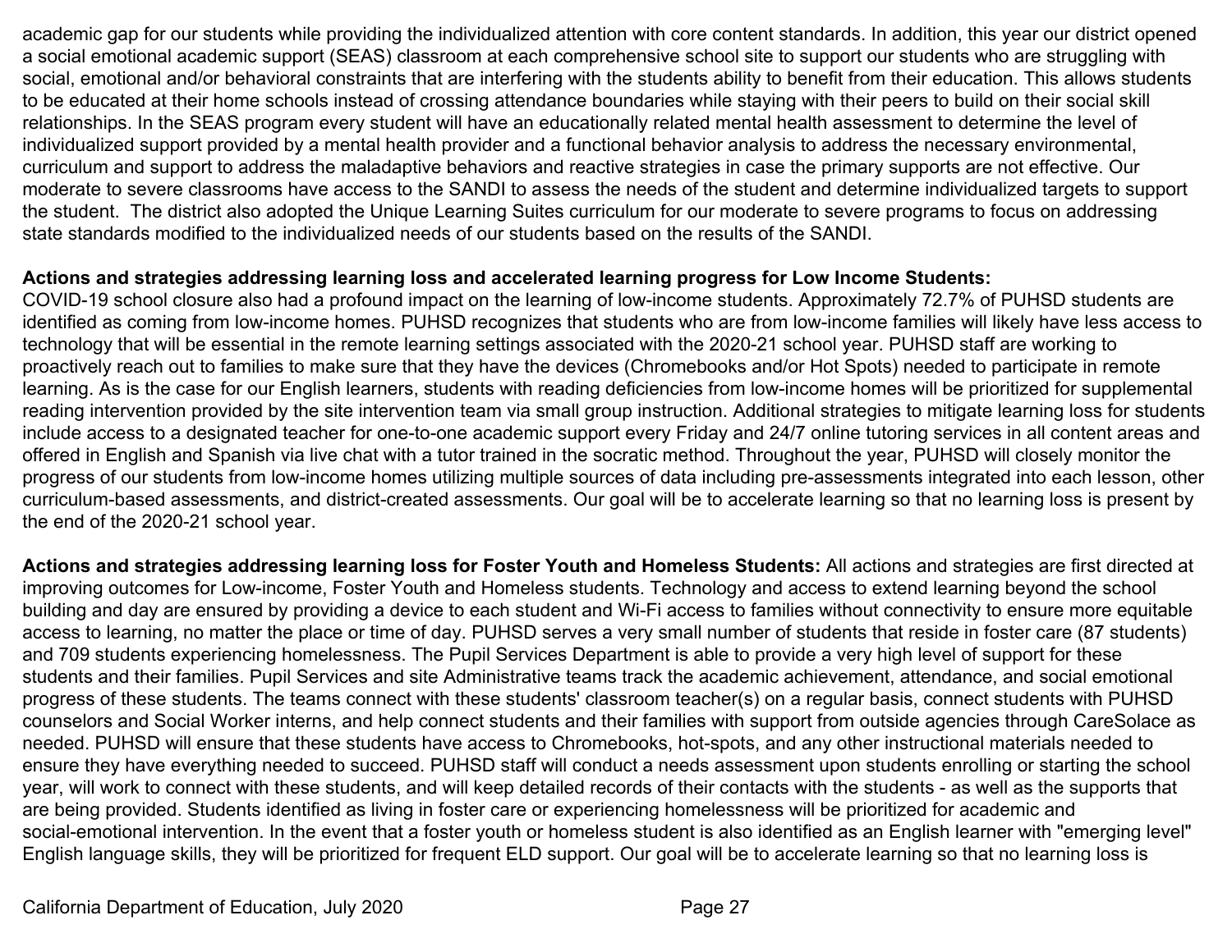academic gap for our students while providing the individualized attention with core content standards. In addition, this year our district opened a social emotional academic support (SEAS) classroom at each comprehensive school site to support our students who are struggling with social, emotional and/or behavioral constraints that are interfering with the students ability to benefit from their education. This allows students to be educated at their home schools instead of crossing attendance boundaries while staying with their peers to build on their social skill relationships. In the SEAS program every student will have an educationally related mental health assessment to determine the level of individualized support provided by a mental health provider and a functional behavior analysis to address the necessary environmental, curriculum and support to address the maladaptive behaviors and reactive strategies in case the primary supports are not effective. Our moderate to severe classrooms have access to the SANDI to assess the needs of the student and determine individualized targets to support the student. The district also adopted the Unique Learning Suites curriculum for our moderate to severe programs to focus on addressing state standards modified to the individualized needs of our students based on the results of the SANDI.

**Actions and strategies addressing learning loss and accelerated learning progress for Low Income Students:**
COVID-19 school closure also had a profound impact on the learning of low-income students. Approximately 72.7% of PUHSD students are identified as coming from low-income homes. PUHSD recognizes that students who are from low-income families will likely have less access to technology that will be essential in the remote learning settings associated with the 2020-21 school year. PUHSD staff are working to proactively reach out to families to make sure that they have the devices (Chromebooks and/or Hot Spots) needed to participate in remote learning. As is the case for our English learners, students with reading deficiencies from low-income homes will be prioritized for supplemental reading intervention provided by the site intervention team via small group instruction. Additional strategies to mitigate learning loss for students include access to a designated teacher for one-to-one academic support every Friday and 24/7 online tutoring services in all content areas and offered in English and Spanish via live chat with a tutor trained in the socratic method. Throughout the year, PUHSD will closely monitor the progress of our students from low-income homes utilizing multiple sources of data including pre-assessments integrated into each lesson, other curriculum-based assessments, and district-created assessments. Our goal will be to accelerate learning so that no learning loss is present by the end of the 2020-21 school year.

**Actions and strategies addressing learning loss for Foster Youth and Homeless Students:** All actions and strategies are first directed at improving outcomes for Low-income, Foster Youth and Homeless students. Technology and access to extend learning beyond the school building and day are ensured by providing a device to each student and Wi-Fi access to families without connectivity to ensure more equitable access to learning, no matter the place or time of day. PUHSD serves a very small number of students that reside in foster care (87 students) and 709 students experiencing homelessness. The Pupil Services Department is able to provide a very high level of support for these students and their families. Pupil Services and site Administrative teams track the academic achievement, attendance, and social emotional progress of these students. The teams connect with these students' classroom teacher(s) on a regular basis, connect students with PUHSD counselors and Social Worker interns, and help connect students and their families with support from outside agencies through CareSolace as needed. PUHSD will ensure that these students have access to Chromebooks, hot-spots, and any other instructional materials needed to ensure they have everything needed to succeed. PUHSD staff will conduct a needs assessment upon students enrolling or starting the school year, will work to connect with these students, and will keep detailed records of their contacts with the students - as well as the supports that are being provided. Students identified as living in foster care or experiencing homelessness will be prioritized for academic and social-emotional intervention. In the event that a foster youth or homeless student is also identified as an English learner with "emerging level" English language skills, they will be prioritized for frequent ELD support. Our goal will be to accelerate learning so that no learning loss is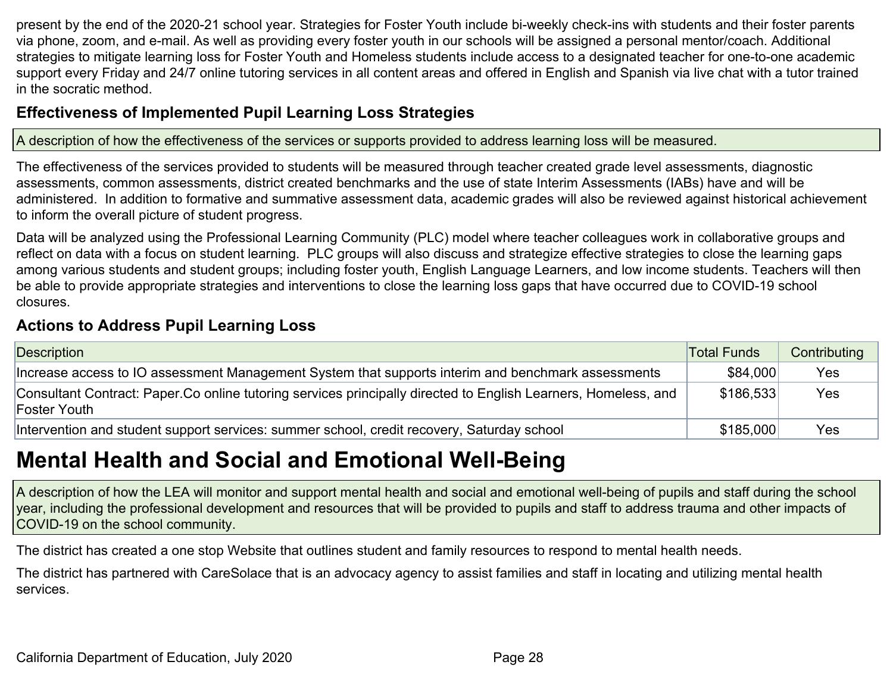present by the end of the 2020-21 school year. Strategies for Foster Youth include bi-weekly check-ins with students and their foster parents via phone, zoom, and e-mail. As well as providing every foster youth in our schools will be assigned a personal mentor/coach. Additional strategies to mitigate learning loss for Foster Youth and Homeless students include access to a designated teacher for one-to-one academic support every Friday and 24/7 online tutoring services in all content areas and offered in English and Spanish via live chat with a tutor trained in the socratic method.

### Effectiveness of Implemented Pupil Learning Loss Strategies

A description of how the effectiveness of the services or supports provided to address learning loss will be measured.

The effectiveness of the services provided to students will be measured through teacher created grade level assessments, diagnostic assessments, common assessments, district created benchmarks and the use of state Interim Assessments (IABs) have and will be administered. In addition to formative and summative assessment data, academic grades will also be reviewed against historical achievement to inform the overall picture of student progress.

Data will be analyzed using the Professional Learning Community (PLC) model where teacher colleagues work in collaborative groups and reflect on data with a focus on student learning. PLC groups will also discuss and strategize effective strategies to close the learning gaps among various students and student groups; including foster youth, English Language Learners, and low income students. Teachers will then be able to provide appropriate strategies and interventions to close the learning loss gaps that have occurred due to COVID-19 school closures.

### Actions to Address Pupil Learning Loss

| Description | Total Funds | Contributing |
| --- | --- | --- |
| Increase access to IO assessment Management System that supports interim and benchmark assessments | $84,000 | Yes |
| Consultant Contract: Paper.Co online tutoring services principally directed to English Learners, Homeless, and Foster Youth | $186,533 | Yes |
| Intervention and student support services: summer school, credit recovery, Saturday school | $185,000 | Yes |

## Mental Health and Social and Emotional Well-Being

A description of how the LEA will monitor and support mental health and social and emotional well-being of pupils and staff during the school year, including the professional development and resources that will be provided to pupils and staff to address trauma and other impacts of COVID-19 on the school community.

The district has created a one stop Website that outlines student and family resources to respond to mental health needs.

The district has partnered with CareSolace that is an advocacy agency to assist families and staff in locating and utilizing mental health services.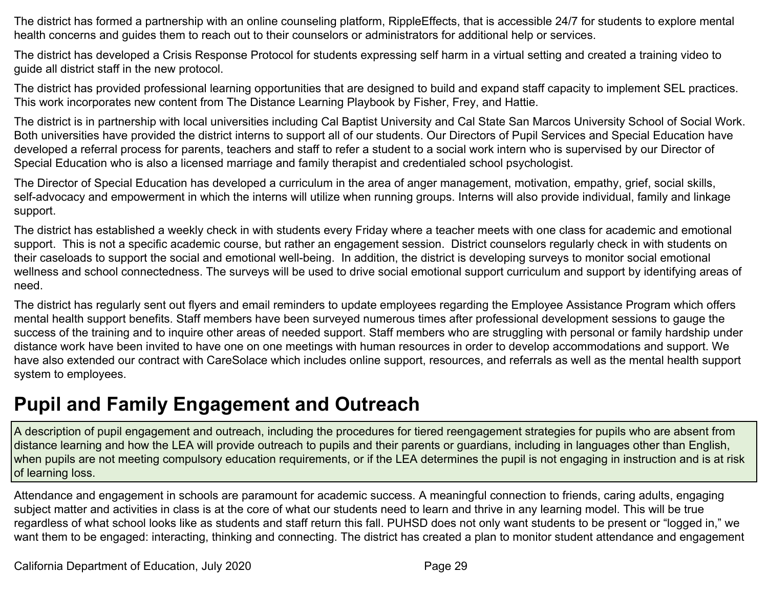The district has formed a partnership with an online counseling platform, RippleEffects, that is accessible 24/7 for students to explore mental health concerns and guides them to reach out to their counselors or administrators for additional help or services.

The district has developed a Crisis Response Protocol for students expressing self harm in a virtual setting and created a training video to guide all district staff in the new protocol.

The district has provided professional learning opportunities that are designed to build and expand staff capacity to implement SEL practices. This work incorporates new content from The Distance Learning Playbook by Fisher, Frey, and Hattie.

The district is in partnership with local universities including Cal Baptist University and Cal State San Marcos University School of Social Work. Both universities have provided the district interns to support all of our students. Our Directors of Pupil Services and Special Education have developed a referral process for parents, teachers and staff to refer a student to a social work intern who is supervised by our Director of Special Education who is also a licensed marriage and family therapist and credentialed school psychologist.

The Director of Special Education has developed a curriculum in the area of anger management, motivation, empathy, grief, social skills, self-advocacy and empowerment in which the interns will utilize when running groups. Interns will also provide individual, family and linkage support.

The district has established a weekly check in with students every Friday where a teacher meets with one class for academic and emotional support. This is not a specific academic course, but rather an engagement session. District counselors regularly check in with students on their caseloads to support the social and emotional well-being. In addition, the district is developing surveys to monitor social emotional wellness and school connectedness. The surveys will be used to drive social emotional support curriculum and support by identifying areas of need.

The district has regularly sent out flyers and email reminders to update employees regarding the Employee Assistance Program which offers mental health support benefits. Staff members have been surveyed numerous times after professional development sessions to gauge the success of the training and to inquire other areas of needed support. Staff members who are struggling with personal or family hardship under distance work have been invited to have one on one meetings with human resources in order to develop accommodations and support. We have also extended our contract with CareSolace which includes online support, resources, and referrals as well as the mental health support system to employees.

## Pupil and Family Engagement and Outreach

A description of pupil engagement and outreach, including the procedures for tiered reengagement strategies for pupils who are absent from distance learning and how the LEA will provide outreach to pupils and their parents or guardians, including in languages other than English, when pupils are not meeting compulsory education requirements, or if the LEA determines the pupil is not engaging in instruction and is at risk of learning loss.

Attendance and engagement in schools are paramount for academic success. A meaningful connection to friends, caring adults, engaging subject matter and activities in class is at the core of what our students need to learn and thrive in any learning model. This will be true regardless of what school looks like as students and staff return this fall. PUHSD does not only want students to be present or “logged in,” we want them to be engaged: interacting, thinking and connecting. The district has created a plan to monitor student attendance and engagement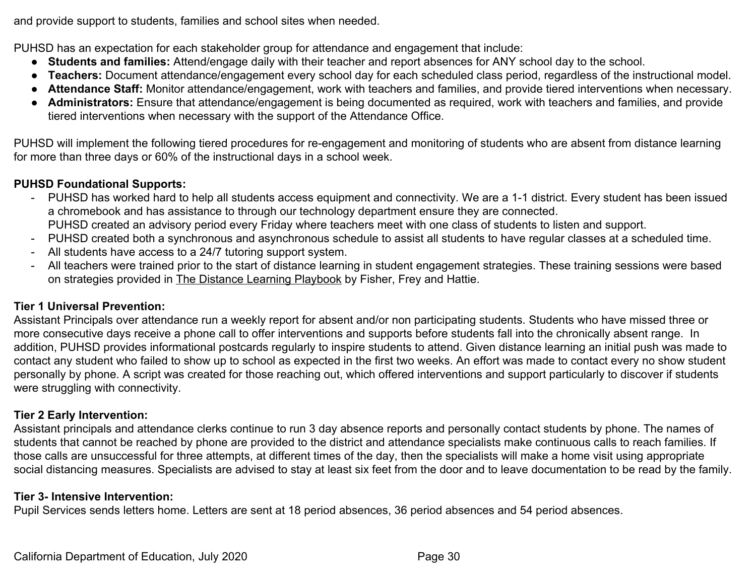and provide support to students, families and school sites when needed.

PUHSD has an expectation for each stakeholder group for attendance and engagement that include:

- **Students and families:** Attend/engage daily with their teacher and report absences for ANY school day to the school.
- **Teachers:** Document attendance/engagement every school day for each scheduled class period, regardless of the instructional model.
- **Attendance Staff:** Monitor attendance/engagement, work with teachers and families, and provide tiered interventions when necessary.
- **Administrators:** Ensure that attendance/engagement is being documented as required, work with teachers and families, and provide tiered interventions when necessary with the support of the Attendance Office.

PUHSD will implement the following tiered procedures for re-engagement and monitoring of students who are absent from distance learning for more than three days or 60% of the instructional days in a school week.

**PUHSD Foundational Supports:**

- PUHSD has worked hard to help all students access equipment and connectivity. We are a 1-1 district. Every student has been issued a chromebook and has assistance to through our technology department ensure they are connected.
  PUHSD created an advisory period every Friday where teachers meet with one class of students to listen and support.
- PUHSD created both a synchronous and asynchronous schedule to assist all students to have regular classes at a scheduled time.
- All students have access to a 24/7 tutoring support system.
- All teachers were trained prior to the start of distance learning in student engagement strategies. These training sessions were based on strategies provided in The Distance Learning Playbook by Fisher, Frey and Hattie.

**Tier 1 Universal Prevention:**

Assistant Principals over attendance run a weekly report for absent and/or non participating students. Students who have missed three or more consecutive days receive a phone call to offer interventions and supports before students fall into the chronically absent range. In addition, PUHSD provides informational postcards regularly to inspire students to attend. Given distance learning an initial push was made to contact any student who failed to show up to school as expected in the first two weeks. An effort was made to contact every no show student personally by phone. A script was created for those reaching out, which offered interventions and support particularly to discover if students were struggling with connectivity.

**Tier 2 Early Intervention:**

Assistant principals and attendance clerks continue to run 3 day absence reports and personally contact students by phone. The names of students that cannot be reached by phone are provided to the district and attendance specialists make continuous calls to reach families. If those calls are unsuccessful for three attempts, at different times of the day, then the specialists will make a home visit using appropriate social distancing measures. Specialists are advised to stay at least six feet from the door and to leave documentation to be read by the family.

**Tier 3- Intensive Intervention:**

Pupil Services sends letters home. Letters are sent at 18 period absences, 36 period absences and 54 period absences.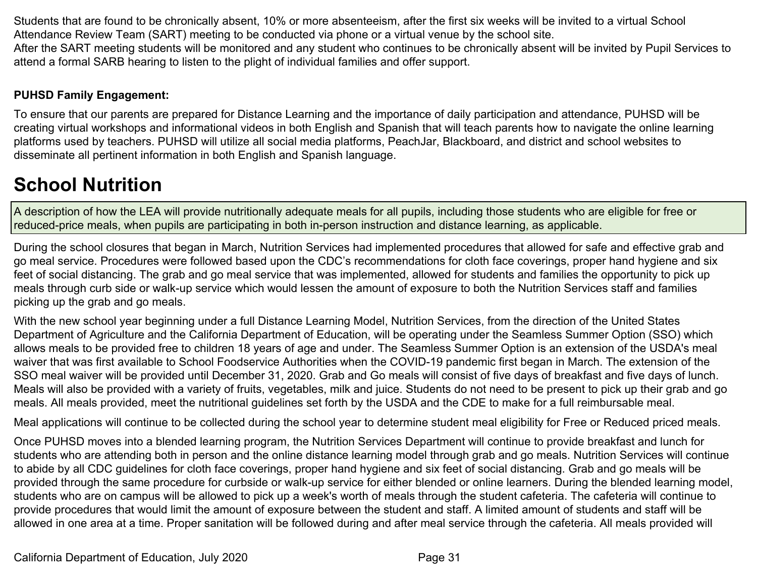Students that are found to be chronically absent, 10% or more absenteeism, after the first six weeks will be invited to a virtual School Attendance Review Team (SART) meeting to be conducted via phone or a virtual venue by the school site.
After the SART meeting students will be monitored and any student who continues to be chronically absent will be invited by Pupil Services to attend a formal SARB hearing to listen to the plight of individual families and offer support.

**PUHSD Family Engagement:**

To ensure that our parents are prepared for Distance Learning and the importance of daily participation and attendance, PUHSD will be creating virtual workshops and informational videos in both English and Spanish that will teach parents how to navigate the online learning platforms used by teachers. PUHSD will utilize all social media platforms, PeachJar, Blackboard, and district and school websites to disseminate all pertinent information in both English and Spanish language.

# School Nutrition

A description of how the LEA will provide nutritionally adequate meals for all pupils, including those students who are eligible for free or reduced-price meals, when pupils are participating in both in-person instruction and distance learning, as applicable.

During the school closures that began in March, Nutrition Services had implemented procedures that allowed for safe and effective grab and go meal service. Procedures were followed based upon the CDC's recommendations for cloth face coverings, proper hand hygiene and six feet of social distancing. The grab and go meal service that was implemented, allowed for students and families the opportunity to pick up meals through curb side or walk-up service which would lessen the amount of exposure to both the Nutrition Services staff and families picking up the grab and go meals.

With the new school year beginning under a full Distance Learning Model, Nutrition Services, from the direction of the United States Department of Agriculture and the California Department of Education, will be operating under the Seamless Summer Option (SSO) which allows meals to be provided free to children 18 years of age and under. The Seamless Summer Option is an extension of the USDA's meal waiver that was first available to School Foodservice Authorities when the COVID-19 pandemic first began in March. The extension of the SSO meal waiver will be provided until December 31, 2020. Grab and Go meals will consist of five days of breakfast and five days of lunch. Meals will also be provided with a variety of fruits, vegetables, milk and juice. Students do not need to be present to pick up their grab and go meals. All meals provided, meet the nutritional guidelines set forth by the USDA and the CDE to make for a full reimbursable meal.

Meal applications will continue to be collected during the school year to determine student meal eligibility for Free or Reduced priced meals.

Once PUHSD moves into a blended learning program, the Nutrition Services Department will continue to provide breakfast and lunch for students who are attending both in person and the online distance learning model through grab and go meals. Nutrition Services will continue to abide by all CDC guidelines for cloth face coverings, proper hand hygiene and six feet of social distancing. Grab and go meals will be provided through the same procedure for curbside or walk-up service for either blended or online learners. During the blended learning model, students who are on campus will be allowed to pick up a week's worth of meals through the student cafeteria. The cafeteria will continue to provide procedures that would limit the amount of exposure between the student and staff. A limited amount of students and staff will be allowed in one area at a time. Proper sanitation will be followed during and after meal service through the cafeteria. All meals provided will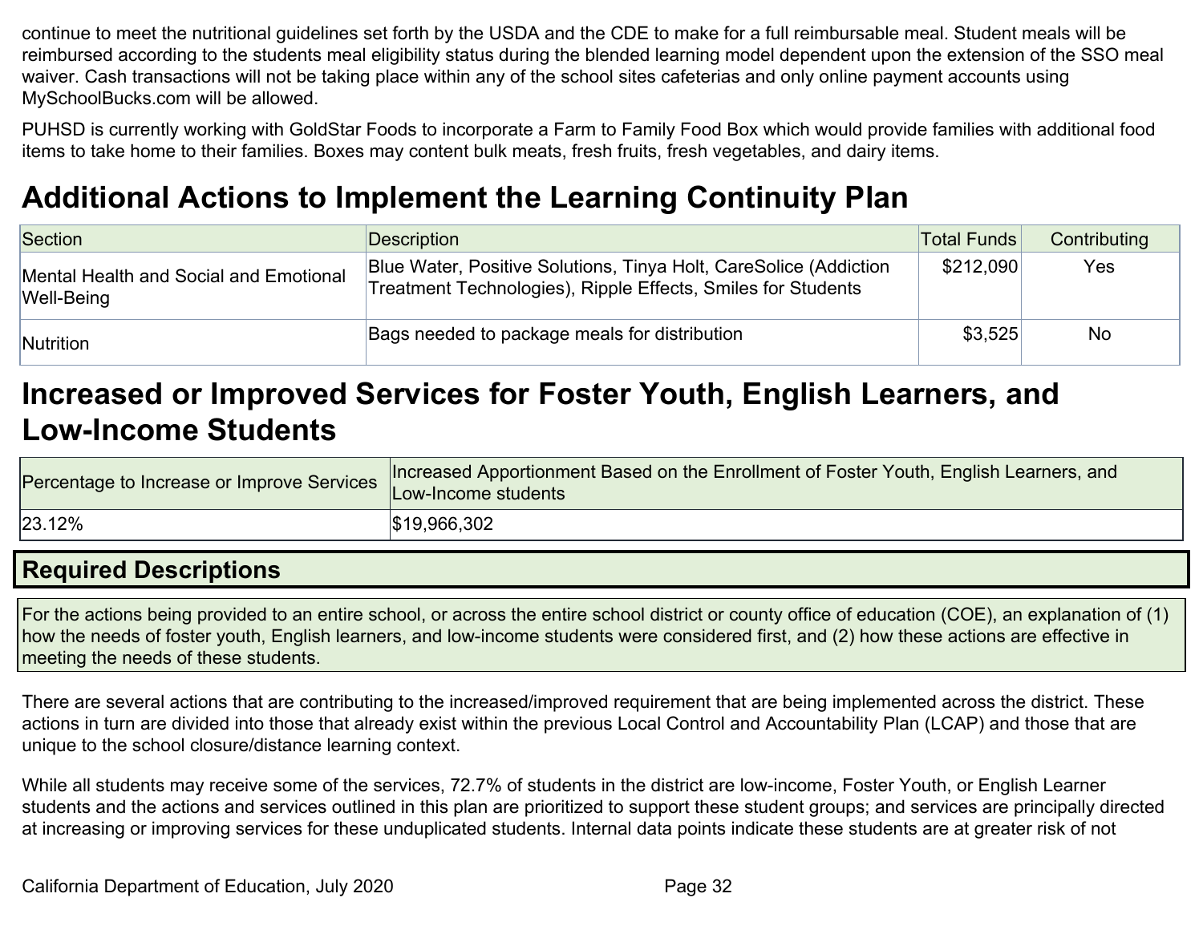continue to meet the nutritional guidelines set forth by the USDA and the CDE to make for a full reimbursable meal. Student meals will be reimbursed according to the students meal eligibility status during the blended learning model dependent upon the extension of the SSO meal waiver. Cash transactions will not be taking place within any of the school sites cafeterias and only online payment accounts using MySchoolBucks.com will be allowed.

PUHSD is currently working with GoldStar Foods to incorporate a Farm to Family Food Box which would provide families with additional food items to take home to their families. Boxes may content bulk meats, fresh fruits, fresh vegetables, and dairy items.

## Additional Actions to Implement the Learning Continuity Plan

| Section | Description | Total Funds | Contributing |
| --- | --- | --- | --- |
| Mental Health and Social and Emotional Well-Being | Blue Water, Positive Solutions, Tinya Holt, CareSolice (Addiction Treatment Technologies), Ripple Effects, Smiles for Students | $212,090 | Yes |
| Nutrition | Bags needed to package meals for distribution | $3,525 | No |

## Increased or Improved Services for Foster Youth, English Learners, and Low-Income Students

| Percentage to Increase or Improve Services | Increased Apportionment Based on the Enrollment of Foster Youth, English Learners, and Low-Income students |
| --- | --- |
| 23.12% | $19,966,302 |

### Required Descriptions

For the actions being provided to an entire school, or across the entire school district or county office of education (COE), an explanation of (1) how the needs of foster youth, English learners, and low-income students were considered first, and (2) how these actions are effective in meeting the needs of these students.

There are several actions that are contributing to the increased/improved requirement that are being implemented across the district. These actions in turn are divided into those that already exist within the previous Local Control and Accountability Plan (LCAP) and those that are unique to the school closure/distance learning context.

While all students may receive some of the services, 72.7% of students in the district are low-income, Foster Youth, or English Learner students and the actions and services outlined in this plan are prioritized to support these student groups; and services are principally directed at increasing or improving services for these unduplicated students. Internal data points indicate these students are at greater risk of not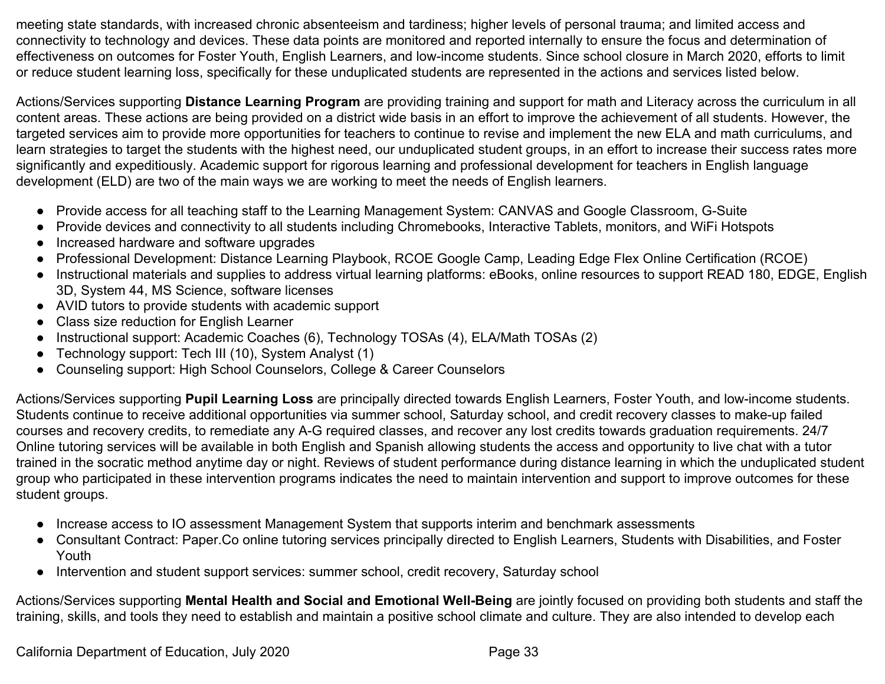meeting state standards, with increased chronic absenteeism and tardiness; higher levels of personal trauma; and limited access and connectivity to technology and devices. These data points are monitored and reported internally to ensure the focus and determination of effectiveness on outcomes for Foster Youth, English Learners, and low-income students. Since school closure in March 2020, efforts to limit or reduce student learning loss, specifically for these unduplicated students are represented in the actions and services listed below.

Actions/Services supporting **Distance Learning Program** are providing training and support for math and Literacy across the curriculum in all content areas. These actions are being provided on a district wide basis in an effort to improve the achievement of all students. However, the targeted services aim to provide more opportunities for teachers to continue to revise and implement the new ELA and math curriculums, and learn strategies to target the students with the highest need, our unduplicated student groups, in an effort to increase their success rates more significantly and expeditiously. Academic support for rigorous learning and professional development for teachers in English language development (ELD) are two of the main ways we are working to meet the needs of English learners.

- Provide access for all teaching staff to the Learning Management System: CANVAS and Google Classroom, G-Suite
- Provide devices and connectivity to all students including Chromebooks, Interactive Tablets, monitors, and WiFi Hotspots
- Increased hardware and software upgrades
- Professional Development: Distance Learning Playbook, RCOE Google Camp, Leading Edge Flex Online Certification (RCOE)
- Instructional materials and supplies to address virtual learning platforms: eBooks, online resources to support READ 180, EDGE, English 3D, System 44, MS Science, software licenses
- AVID tutors to provide students with academic support
- Class size reduction for English Learner
- Instructional support: Academic Coaches (6), Technology TOSAs (4), ELA/Math TOSAs (2)
- Technology support: Tech III (10), System Analyst (1)
- Counseling support: High School Counselors, College & Career Counselors

Actions/Services supporting **Pupil Learning Loss** are principally directed towards English Learners, Foster Youth, and low-income students. Students continue to receive additional opportunities via summer school, Saturday school, and credit recovery classes to make-up failed courses and recovery credits, to remediate any A-G required classes, and recover any lost credits towards graduation requirements. 24/7 Online tutoring services will be available in both English and Spanish allowing students the access and opportunity to live chat with a tutor trained in the socratic method anytime day or night. Reviews of student performance during distance learning in which the unduplicated student group who participated in these intervention programs indicates the need to maintain intervention and support to improve outcomes for these student groups.

- Increase access to IO assessment Management System that supports interim and benchmark assessments
- Consultant Contract: Paper.Co online tutoring services principally directed to English Learners, Students with Disabilities, and Foster Youth
- Intervention and student support services: summer school, credit recovery, Saturday school

Actions/Services supporting **Mental Health and Social and Emotional Well-Being** are jointly focused on providing both students and staff the training, skills, and tools they need to establish and maintain a positive school climate and culture. They are also intended to develop each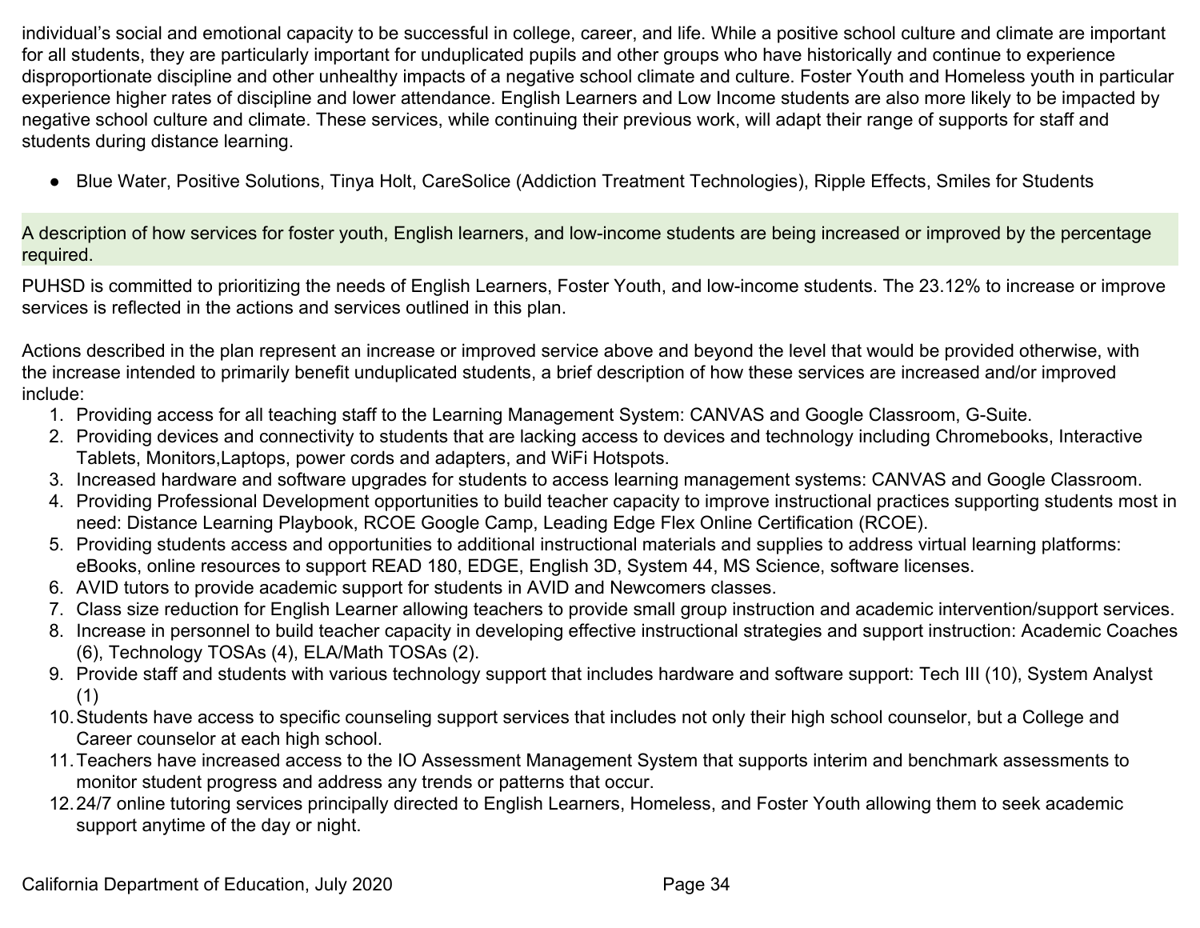individual's social and emotional capacity to be successful in college, career, and life. While a positive school culture and climate are important for all students, they are particularly important for unduplicated pupils and other groups who have historically and continue to experience disproportionate discipline and other unhealthy impacts of a negative school climate and culture. Foster Youth and Homeless youth in particular experience higher rates of discipline and lower attendance. English Learners and Low Income students are also more likely to be impacted by negative school culture and climate. These services, while continuing their previous work, will adapt their range of supports for staff and students during distance learning.

- Blue Water, Positive Solutions, Tinya Holt, CareSolice (Addiction Treatment Technologies), Ripple Effects, Smiles for Students

A description of how services for foster youth, English learners, and low-income students are being increased or improved by the percentage required.

PUHSD is committed to prioritizing the needs of English Learners, Foster Youth, and low-income students. The 23.12% to increase or improve services is reflected in the actions and services outlined in this plan.

Actions described in the plan represent an increase or improved service above and beyond the level that would be provided otherwise, with the increase intended to primarily benefit unduplicated students, a brief description of how these services are increased and/or improved include:

1. Providing access for all teaching staff to the Learning Management System: CANVAS and Google Classroom, G-Suite.
2. Providing devices and connectivity to students that are lacking access to devices and technology including Chromebooks, Interactive Tablets, Monitors,Laptops, power cords and adapters, and WiFi Hotspots.
3. Increased hardware and software upgrades for students to access learning management systems: CANVAS and Google Classroom.
4. Providing Professional Development opportunities to build teacher capacity to improve instructional practices supporting students most in need: Distance Learning Playbook, RCOE Google Camp, Leading Edge Flex Online Certification (RCOE).
5. Providing students access and opportunities to additional instructional materials and supplies to address virtual learning platforms: eBooks, online resources to support READ 180, EDGE, English 3D, System 44, MS Science, software licenses.
6. AVID tutors to provide academic support for students in AVID and Newcomers classes.
7. Class size reduction for English Learner allowing teachers to provide small group instruction and academic intervention/support services.
8. Increase in personnel to build teacher capacity in developing effective instructional strategies and support instruction: Academic Coaches (6), Technology TOSAs (4), ELA/Math TOSAs (2).
9. Provide staff and students with various technology support that includes hardware and software support: Tech III (10), System Analyst (1)
10. Students have access to specific counseling support services that includes not only their high school counselor, but a College and Career counselor at each high school.
11. Teachers have increased access to the IO Assessment Management System that supports interim and benchmark assessments to monitor student progress and address any trends or patterns that occur.
12. 24/7 online tutoring services principally directed to English Learners, Homeless, and Foster Youth allowing them to seek academic support anytime of the day or night.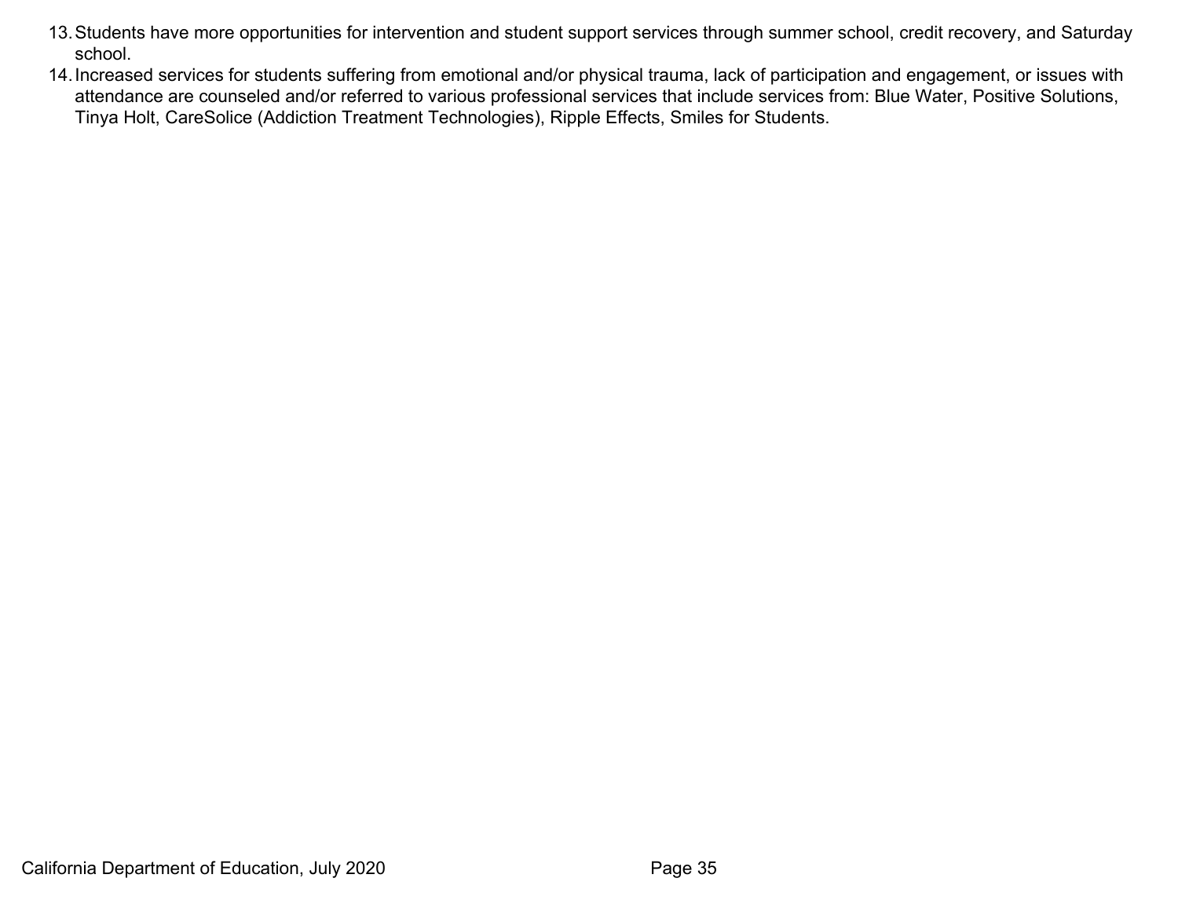13. Students have more opportunities for intervention and student support services through summer school, credit recovery, and Saturday school.
14. Increased services for students suffering from emotional and/or physical trauma, lack of participation and engagement, or issues with attendance are counseled and/or referred to various professional services that include services from: Blue Water, Positive Solutions, Tinya Holt, CareSolice (Addiction Treatment Technologies), Ripple Effects, Smiles for Students.